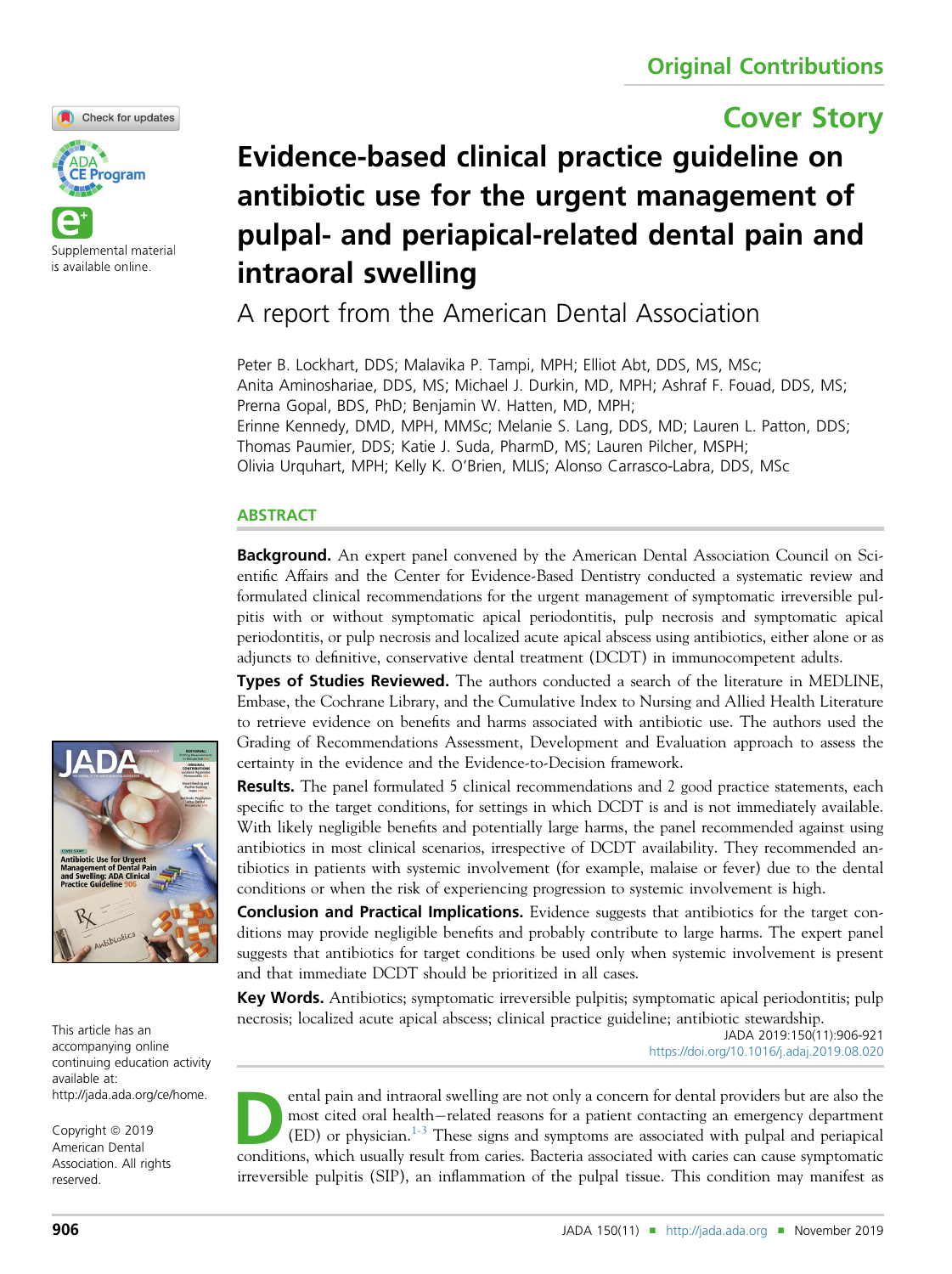Original Contributions

Cover Story

# Evidence-based clinical practice guideline on antibiotic use for the urgent management of pulpal- and periapical-related dental pain and intraoral swelling

## A report from the American Dental Association

Peter B. Lockhart, DDS; Malavika P. Tampi, MPH; Elliot Abt, DDS, MS, MSc; Anita Aminoshariae, DDS, MS; Michael J. Durkin, MD, MPH; Ashraf F. Fouad, DDS, MS; Prerna Gopal, BDS, PhD; Benjamin W. Hatten, MD, MPH; Erinne Kennedy, DMD, MPH, MMSc; Melanie S. Lang, DDS, MD; Lauren L. Patton, DDS; Thomas Paumier, DDS; Katie J. Suda, PharmD, MS; Lauren Pilcher, MSPH; Olivia Urquhart, MPH; Kelly K. O'Brien, MLIS; Alonso Carrasco-Labra, DDS, MSc

Supplemental material is available online.

### ABSTRACT

**Background.** An expert panel convened by the American Dental Association Council on Scientific Affairs and the Center for Evidence-Based Dentistry conducted a systematic review and formulated clinical recommendations for the urgent management of symptomatic irreversible pulpitis with or without symptomatic apical periodontitis, pulp necrosis and symptomatic apical periodontitis, or pulp necrosis and localized acute apical abscess using antibiotics, either alone or as adjuncts to definitive, conservative dental treatment (DCDT) in immunocompetent adults.

**Types of Studies Reviewed.** The authors conducted a search of the literature in MEDLINE, Embase, the Cochrane Library, and the Cumulative Index to Nursing and Allied Health Literature to retrieve evidence on benefits and harms associated with antibiotic use. The authors used the Grading of Recommendations Assessment, Development and Evaluation approach to assess the certainty in the evidence and the Evidence-to-Decision framework.

**Results.** The panel formulated 5 clinical recommendations and 2 good practice statements, each specific to the target conditions, for settings in which DCDT is and is not immediately available. With likely negligible benefits and potentially large harms, the panel recommended against using antibiotics in most clinical scenarios, irrespective of DCDT availability. They recommended antibiotics in patients with systemic involvement (for example, malaise or fever) due to the dental conditions or when the risk of experiencing progression to systemic involvement is high.

**Conclusion and Practical Implications.** Evidence suggests that antibiotics for the target conditions may provide negligible benefits and probably contribute to large harms. The expert panel suggests that antibiotics for target conditions be used only when systemic involvement is present and that immediate DCDT should be prioritized in all cases.

**Key Words.** Antibiotics; symptomatic irreversible pulpitis; symptomatic apical periodontitis; pulp necrosis; localized acute apical abscess; clinical practice guideline; antibiotic stewardship.

JADA 2019:150(11):906-921
https://doi.org/10.1016/j.adaj.2019.08.020

This article has an accompanying online continuing education activity available at: http://jada.ada.org/ce/home.

Copyright © 2019 American Dental Association. All rights reserved.

Dental pain and intraoral swelling are not only a concern for dental providers but are also the most cited oral health–related reasons for a patient contacting an emergency department (ED) or physician.[1-3] These signs and symptoms are associated with pulpal and periapical conditions, which usually result from caries. Bacteria associated with caries can cause symptomatic irreversible pulpitis (SIP), an inflammation of the pulpal tissue. This condition may manifest as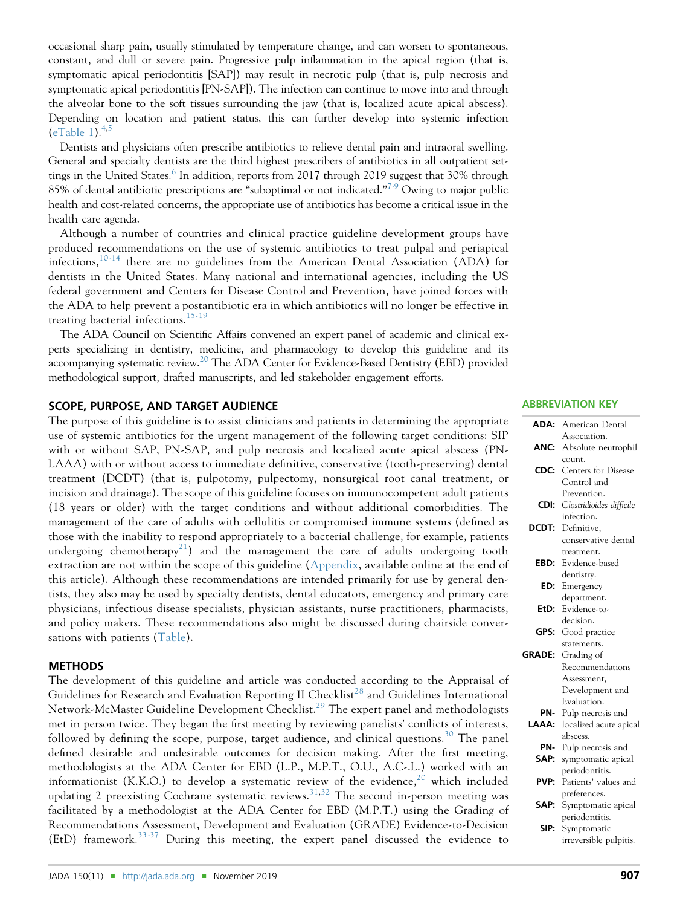occasional sharp pain, usually stimulated by temperature change, and can worsen to spontaneous, constant, and dull or severe pain. Progressive pulp inflammation in the apical region (that is, symptomatic apical periodontitis [SAP]) may result in necrotic pulp (that is, pulp necrosis and symptomatic apical periodontitis [PN-SAP]). The infection can continue to move into and through the alveolar bone to the soft tissues surrounding the jaw (that is, localized acute apical abscess). Depending on location and patient status, this can further develop into systemic infection (eTable 1).[4,5]

Dentists and physicians often prescribe antibiotics to relieve dental pain and intraoral swelling. General and specialty dentists are the third highest prescribers of antibiotics in all outpatient settings in the United States.[6] In addition, reports from 2017 through 2019 suggest that 30% through 85% of dental antibiotic prescriptions are "suboptimal or not indicated."[7-9] Owing to major public health and cost-related concerns, the appropriate use of antibiotics has become a critical issue in the health care agenda.

Although a number of countries and clinical practice guideline development groups have produced recommendations on the use of systemic antibiotics to treat pulpal and periapical infections,[10-14] there are no guidelines from the American Dental Association (ADA) for dentists in the United States. Many national and international agencies, including the US federal government and Centers for Disease Control and Prevention, have joined forces with the ADA to help prevent a postantibiotic era in which antibiotics will no longer be effective in treating bacterial infections.[15-19]

The ADA Council on Scientific Affairs convened an expert panel of academic and clinical experts specializing in dentistry, medicine, and pharmacology to develop this guideline and its accompanying systematic review.[20] The ADA Center for Evidence-Based Dentistry (EBD) provided methodological support, drafted manuscripts, and led stakeholder engagement efforts.

## SCOPE, PURPOSE, AND TARGET AUDIENCE

The purpose of this guideline is to assist clinicians and patients in determining the appropriate use of systemic antibiotics for the urgent management of the following target conditions: SIP with or without SAP, PN-SAP, and pulp necrosis and localized acute apical abscess (PN-LAAA) with or without access to immediate definitive, conservative (tooth-preserving) dental treatment (DCDT) (that is, pulpotomy, pulpectomy, nonsurgical root canal treatment, or incision and drainage). The scope of this guideline focuses on immunocompetent adult patients (18 years or older) with the target conditions and without additional comorbidities. The management of the care of adults with cellulitis or compromised immune systems (defined as those with the inability to respond appropriately to a bacterial challenge, for example, patients undergoing chemotherapy[21]) and the management the care of adults undergoing tooth extraction are not within the scope of this guideline (Appendix, available online at the end of this article). Although these recommendations are intended primarily for use by general dentists, they also may be used by specialty dentists, dental educators, emergency and primary care physicians, infectious disease specialists, physician assistants, nurse practitioners, pharmacists, and policy makers. These recommendations also might be discussed during chairside conversations with patients (Table).

## METHODS

The development of this guideline and article was conducted according to the Appraisal of Guidelines for Research and Evaluation Reporting II Checklist[28] and Guidelines International Network-McMaster Guideline Development Checklist.[29] The expert panel and methodologists met in person twice. They began the first meeting by reviewing panelists' conflicts of interests, followed by defining the scope, purpose, target audience, and clinical questions.[30] The panel defined desirable and undesirable outcomes for decision making. After the first meeting, methodologists at the ADA Center for EBD (L.P., M.P.T., O.U., A.C-.L.) worked with an informationist (K.K.O.) to develop a systematic review of the evidence,[20] which included updating 2 preexisting Cochrane systematic reviews.[31,32] The second in-person meeting was facilitated by a methodologist at the ADA Center for EBD (M.P.T.) using the Grading of Recommendations Assessment, Development and Evaluation (GRADE) Evidence-to-Decision (EtD) framework.[33-37] During this meeting, the expert panel discussed the evidence to

### ABBREVIATION KEY

| | |
|---|---|
| **ADA:** | American Dental Association. |
| **ANC:** | Absolute neutrophil count. |
| **CDC:** | Centers for Disease Control and Prevention. |
| **CDI:** | *Clostridioides difficile* infection. |
| **DCDT:** | Definitive, conservative dental treatment. |
| **EBD:** | Evidence-based dentistry. |
| **ED:** | Emergency department. |
| **EtD:** | Evidence-to-decision. |
| **GPS:** | Good practice statements. |
| **GRADE:** | Grading of Recommendations Assessment, Development and Evaluation. |
| **PN-LAAA:** | Pulp necrosis and localized acute apical abscess. |
| **PN-SAP:** | Pulp necrosis and symptomatic apical periodontitis. |
| **PVP:** | Patients' values and preferences. |
| **SAP:** | Symptomatic apical periodontitis. |
| **SIP:** | Symptomatic irreversible pulpitis. |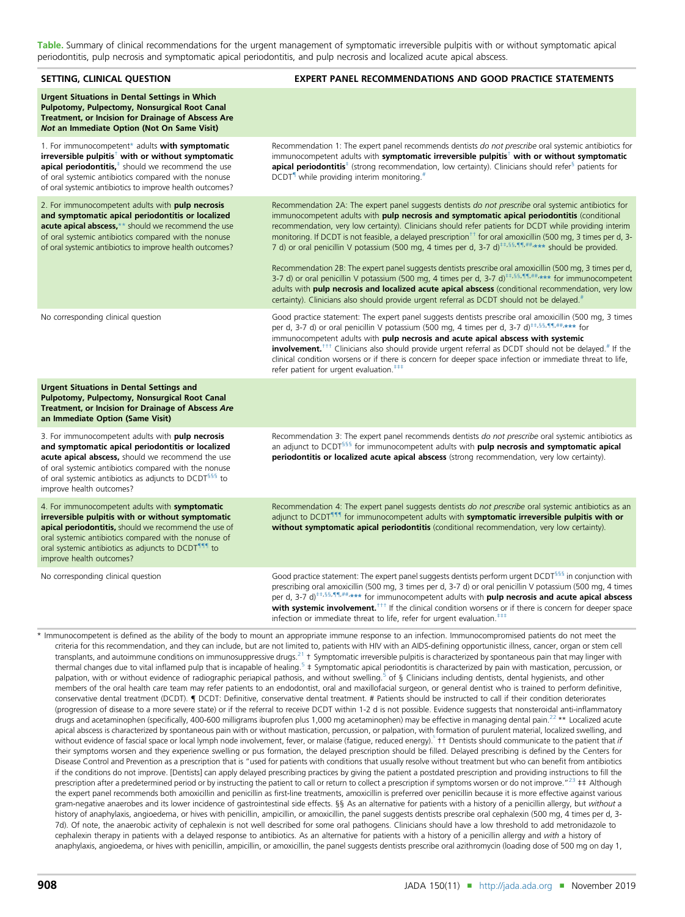**Table.** Summary of clinical recommendations for the urgent management of symptomatic irreversible pulpitis with or without symptomatic apical periodontitis, pulp necrosis and symptomatic apical periodontitis, and pulp necrosis and localized acute apical abscess.

| SETTING, CLINICAL QUESTION | EXPERT PANEL RECOMMENDATIONS AND GOOD PRACTICE STATEMENTS |
|---|---|
| **Urgent Situations in Dental Settings in Which Pulpotomy, Pulpectomy, Nonsurgical Root Canal Treatment, or Incision for Drainage of Abscess Are *Not* an Immediate Option (Not On Same Visit)** | |
| 1. For immunocompetent* adults **with symptomatic irreversible pulpitis**† **with or without symptomatic apical periodontitis,**‡ should we recommend the use of oral systemic antibiotics compared with the nonuse of oral systemic antibiotics to improve health outcomes? | Recommendation 1: The expert panel recommends dentists *do not prescribe* oral systemic antibiotics for immunocompetent adults with **symptomatic irreversible pulpitis**† **with or without symptomatic apical periodontitis**‡ (strong recommendation, low certainty). Clinicians should refer§ patients for DCDT¶ while providing interim monitoring.# |
| 2. For immunocompetent adults with **pulp necrosis and symptomatic apical periodontitis or localized acute apical abscess,**** should we recommend the use of oral systemic antibiotics compared with the nonuse of oral systemic antibiotics to improve health outcomes? | Recommendation 2A: The expert panel suggests dentists *do not prescribe* oral systemic antibiotics for immunocompetent adults with **pulp necrosis and symptomatic apical periodontitis** (conditional recommendation, very low certainty). Clinicians should refer patients for DCDT while providing interim monitoring. If DCDT is not feasible, a delayed prescription†† for oral amoxicillin (500 mg, 3 times per d, 3-7 d) or oral penicillin V potassium (500 mg, 4 times per d, 3-7 d)‡‡,§§,¶¶,##,*** should be provided. <br><br> Recommendation 2B: The expert panel suggests dentists prescribe oral amoxicillin (500 mg, 3 times per d, 3-7 d) or oral penicillin V potassium (500 mg, 4 times per d, 3-7 d)‡‡,§§,¶¶,##,*** for immunocompetent adults with **pulp necrosis and localized acute apical abscess** (conditional recommendation, very low certainty). Clinicians also should provide urgent referral as DCDT should not be delayed.# |
| No corresponding clinical question | Good practice statement: The expert panel suggests dentists prescribe oral amoxicillin (500 mg, 3 times per d, 3-7 d) or oral penicillin V potassium (500 mg, 4 times per d, 3-7 d)‡‡,§§,¶¶,##,*** for immunocompetent adults with **pulp necrosis and acute apical abscess with systemic involvement.**††† Clinicians also should provide urgent referral as DCDT should not be delayed.# If the clinical condition worsens or if there is concern for deeper space infection or immediate threat to life, refer patient for urgent evaluation.‡‡‡ |
| **Urgent Situations in Dental Settings and Pulpotomy, Pulpectomy, Nonsurgical Root Canal Treatment, or Incision for Drainage of Abscess *Are* an Immediate Option (Same Visit)** | |
| 3. For immunocompetent adults with **pulp necrosis and symptomatic apical periodontitis or localized acute apical abscess,** should we recommend the use of oral systemic antibiotics compared with the nonuse of oral systemic antibiotics as adjuncts to DCDT§§§ to improve health outcomes? | Recommendation 3: The expert panel recommends dentists *do not prescribe* oral systemic antibiotics as an adjunct to DCDT§§§ for immunocompetent adults with **pulp necrosis and symptomatic apical periodontitis or localized acute apical abscess** (strong recommendation, very low certainty). |
| 4. For immunocompetent adults with **symptomatic irreversible pulpitis with or without symptomatic apical periodontitis,** should we recommend the use of oral systemic antibiotics compared with the nonuse of oral systemic antibiotics as adjuncts to DCDT¶¶¶ to improve health outcomes? | Recommendation 4: The expert panel suggests dentists *do not prescribe* oral systemic antibiotics as an adjunct to DCDT¶¶¶ for immunocompetent adults with **symptomatic irreversible pulpitis with or without symptomatic apical periodontitis** (conditional recommendation, very low certainty). |
| No corresponding clinical question | Good practice statement: The expert panel suggests dentists perform urgent DCDT§§§ in conjunction with prescribing oral amoxicillin (500 mg, 3 times per d, 3-7 d) or oral penicillin V potassium (500 mg, 4 times per d, 3-7 d)‡‡,§§,¶¶,##,*** for immunocompetent adults with **pulp necrosis and acute apical abscess with systemic involvement.**††† If the clinical condition worsens or if there is concern for deeper space infection or immediate threat to life, refer for urgent evaluation.‡‡‡ |

\* Immunocompetent is defined as the ability of the body to mount an appropriate immune response to an infection. Immunocompromised patients do not meet the criteria for this recommendation, and they can include, but are not limited to, patients with HIV with an AIDS-defining opportunistic illness, cancer, organ or stem cell transplants, and autoimmune conditions on immunosuppressive drugs.[21] † Symptomatic irreversible pulpitis is characterized by spontaneous pain that may linger with thermal changes due to vital inflamed pulp that is incapable of healing.[5] ‡ Symptomatic apical periodontitis is characterized by pain with mastication, percussion, or palpation, with or without evidence of radiographic periapical pathosis, and without swelling.[5] of § Clinicians including dentists, dental hygienists, and other members of the oral health care team may refer patients to an endodontist, oral and maxillofacial surgeon, or general dentist who is trained to perform definitive, conservative dental treatment (DCDT). ¶ DCDT: Definitive, conservative dental treatment. # Patients should be instructed to call if their condition deteriorates (progression of disease to a more severe state) or if the referral to receive DCDT within 1-2 d is not possible. Evidence suggests that nonsteroidal anti-inflammatory drugs and acetaminophen (specifically, 400-600 milligrams ibuprofen plus 1,000 mg acetaminophen) may be effective in managing dental pain.[22] ** Localized acute apical abscess is characterized by spontaneous pain with or without mastication, percussion, or palpation, with formation of purulent material, localized swelling, and without evidence of fascial space or local lymph node involvement, fever, or malaise (fatigue, reduced energy).[5] †† Dentists should communicate to the patient that *if* their symptoms worsen and they experience swelling or pus formation, the delayed prescription should be filled. Delayed prescribing is defined by the Centers for Disease Control and Prevention as a prescription that is "used for patients with conditions that usually resolve without treatment but who can benefit from antibiotics if the conditions do not improve. [Dentists] can apply delayed prescribing practices by giving the patient a postdated prescription and providing instructions to fill the prescription after a predetermined period or by instructing the patient to call or return to collect a prescription if symptoms worsen or do not improve."[23] ‡‡ Although the expert panel recommends both amoxicillin and penicillin as first-line treatments, amoxicillin is preferred over penicillin because it is more effective against various gram-negative anaerobes and its lower incidence of gastrointestinal side effects. §§ As an alternative for patients with a history of a penicillin allergy, but *without* a history of anaphylaxis, angioedema, or hives with penicillin, ampicillin, or amoxicillin, the panel suggests dentists prescribe oral cephalexin (500 mg, 4 times per d, 3-7d). Of note, the anaerobic activity of cephalexin is not well described for some oral pathogens. Clinicians should have a low threshold to add metronidazole to cephalexin therapy in patients with a delayed response to antibiotics. As an alternative for patients with a history of a penicillin allergy and *with* a history of anaphylaxis, angioedema, or hives with penicillin, ampicillin, or amoxicillin, the panel suggests dentists prescribe oral azithromycin (loading dose of 500 mg on day 1,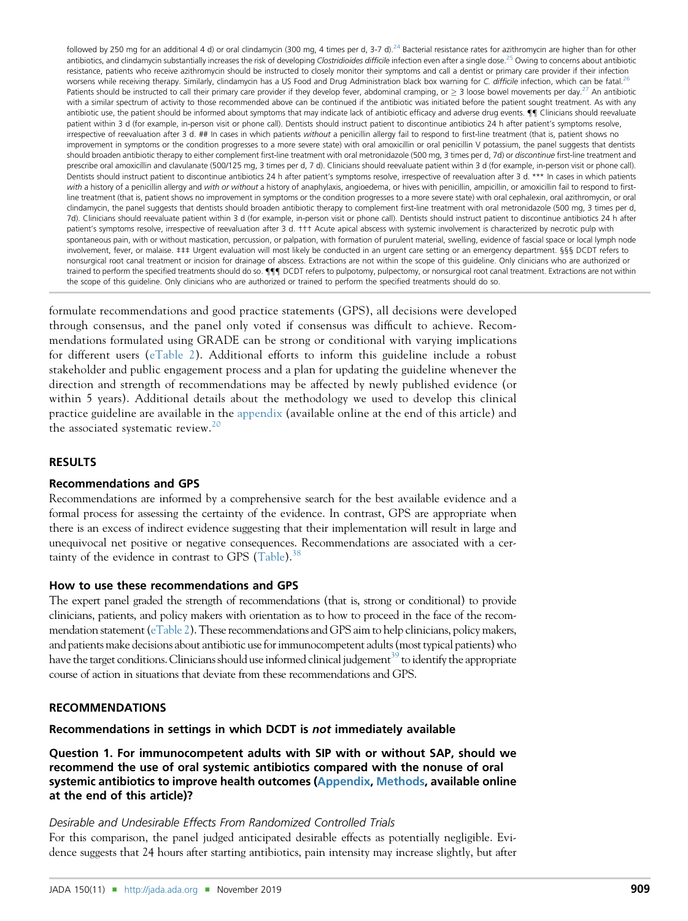followed by 250 mg for an additional 4 d) or oral clindamycin (300 mg, 4 times per d, 3-7 d).[24] Bacterial resistance rates for azithromycin are higher than for other antibiotics, and clindamycin substantially increases the risk of developing *Clostridioides difficile* infection even after a single dose.[25] Owing to concerns about antibiotic resistance, patients who receive azithromycin should be instructed to closely monitor their symptoms and call a dentist or primary care provider if their infection worsens while receiving therapy. Similarly, clindamycin has a US Food and Drug Administration black box warning for *C. difficile* infection, which can be fatal.[26] Patients should be instructed to call their primary care provider if they develop fever, abdominal cramping, or ≥ 3 loose bowel movements per day.[27] An antibiotic with a similar spectrum of activity to those recommended above can be continued if the antibiotic was initiated before the patient sought treatment. As with any antibiotic use, the patient should be informed about symptoms that may indicate lack of antibiotic efficacy and adverse drug events. ¶¶ Clinicians should reevaluate patient within 3 d (for example, in-person visit or phone call). Dentists should instruct patient to discontinue antibiotics 24 h after patient's symptoms resolve, irrespective of reevaluation after 3 d. ## In cases in which patients *without* a penicillin allergy fail to respond to first-line treatment (that is, patient shows no improvement in symptoms or the condition progresses to a more severe state) with oral amoxicillin or oral penicillin V potassium, the panel suggests that dentists should broaden antibiotic therapy to either complement first-line treatment with oral metronidazole (500 mg, 3 times per d, 7d) or *discontinue* first-line treatment and prescribe oral amoxicillin and clavulanate (500/125 mg, 3 times per d, 7 d). Clinicians should reevaluate patient within 3 d (for example, in-person visit or phone call). Dentists should instruct patient to discontinue antibiotics 24 h after patient's symptoms resolve, irrespective of reevaluation after 3 d. *** In cases in which patients *with* a history of a penicillin allergy and *with or without* a history of anaphylaxis, angioedema, or hives with penicillin, ampicillin, or amoxicillin fail to respond to first-line treatment (that is, patient shows no improvement in symptoms or the condition progresses to a more severe state) with oral cephalexin, oral azithromycin, or oral clindamycin, the panel suggests that dentists should broaden antibiotic therapy to complement first-line treatment with oral metronidazole (500 mg, 3 times per d, 7d). Clinicians should reevaluate patient within 3 d (for example, in-person visit or phone call). Dentists should instruct patient to discontinue antibiotics 24 h after patient's symptoms resolve, irrespective of reevaluation after 3 d. ††† Acute apical abscess with systemic involvement is characterized by necrotic pulp with spontaneous pain, with or without mastication, percussion, or palpation, with formation of purulent material, swelling, evidence of fascial space or local lymph node involvement, fever, or malaise. ‡‡‡ Urgent evaluation will most likely be conducted in an urgent care setting or an emergency department. §§§ DCDT refers to nonsurgical root canal treatment or incision for drainage of abscess. Extractions are not within the scope of this guideline. Only clinicians who are authorized or trained to perform the specified treatments should do so. ¶¶¶ DCDT refers to pulpotomy, pulpectomy, or nonsurgical root canal treatment. Extractions are not within the scope of this guideline. Only clinicians who are authorized or trained to perform the specified treatments should do so.

formulate recommendations and good practice statements (GPS), all decisions were developed through consensus, and the panel only voted if consensus was difficult to achieve. Recommendations formulated using GRADE can be strong or conditional with varying implications for different users (eTable 2). Additional efforts to inform this guideline include a robust stakeholder and public engagement process and a plan for updating the guideline whenever the direction and strength of recommendations may be affected by newly published evidence (or within 5 years). Additional details about the methodology we used to develop this clinical practice guideline are available in the appendix (available online at the end of this article) and the associated systematic review.[20]

## RESULTS

### Recommendations and GPS

Recommendations are informed by a comprehensive search for the best available evidence and a formal process for assessing the certainty of the evidence. In contrast, GPS are appropriate when there is an excess of indirect evidence suggesting that their implementation will result in large and unequivocal net positive or negative consequences. Recommendations are associated with a certainty of the evidence in contrast to GPS (Table).[38]

### How to use these recommendations and GPS

The expert panel graded the strength of recommendations (that is, strong or conditional) to provide clinicians, patients, and policy makers with orientation as to how to proceed in the face of the recommendation statement (eTable 2). These recommendations and GPS aim to help clinicians, policy makers, and patients make decisions about antibiotic use for immunocompetent adults (most typical patients) who have the target conditions. Clinicians should use informed clinical judgement[39] to identify the appropriate course of action in situations that deviate from these recommendations and GPS.

## RECOMMENDATIONS

### Recommendations in settings in which DCDT is *not* immediately available

### Question 1. For immunocompetent adults with SIP with or without SAP, should we recommend the use of oral systemic antibiotics compared with the nonuse of oral systemic antibiotics to improve health outcomes (Appendix, Methods, available online at the end of this article)?

*Desirable and Undesirable Effects From Randomized Controlled Trials*

For this comparison, the panel judged anticipated desirable effects as potentially negligible. Evidence suggests that 24 hours after starting antibiotics, pain intensity may increase slightly, but after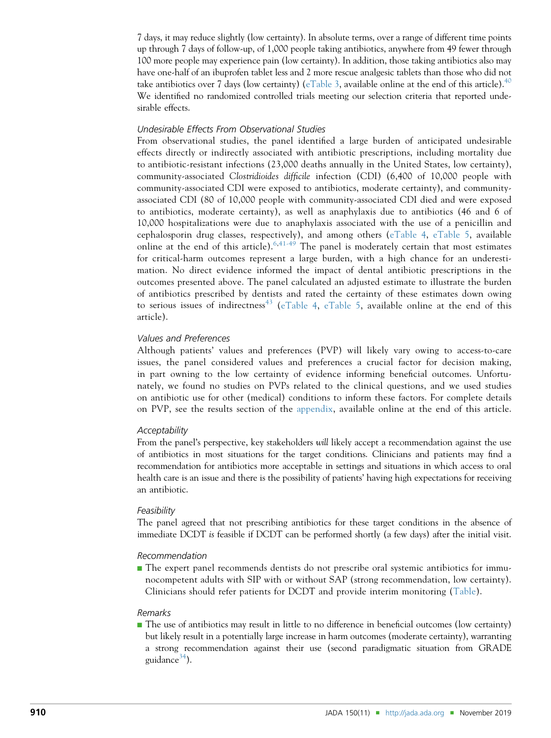7 days, it may reduce slightly (low certainty). In absolute terms, over a range of different time points up through 7 days of follow-up, of 1,000 people taking antibiotics, anywhere from 49 fewer through 100 more people may experience pain (low certainty). In addition, those taking antibiotics also may have one-half of an ibuprofen tablet less and 2 more rescue analgesic tablets than those who did not take antibiotics over 7 days (low certainty) (eTable 3, available online at the end of this article).[40] We identified no randomized controlled trials meeting our selection criteria that reported undesirable effects.

### *Undesirable Effects From Observational Studies*

From observational studies, the panel identified a large burden of anticipated undesirable effects directly or indirectly associated with antibiotic prescriptions, including mortality due to antibiotic-resistant infections (23,000 deaths annually in the United States, low certainty), community-associated *Clostridioides difficile* infection (CDI) (6,400 of 10,000 people with community-associated CDI were exposed to antibiotics, moderate certainty), and community-associated CDI (80 of 10,000 people with community-associated CDI died and were exposed to antibiotics, moderate certainty), as well as anaphylaxis due to antibiotics (46 and 6 of 10,000 hospitalizations were due to anaphylaxis associated with the use of a penicillin and cephalosporin drug classes, respectively), and among others (eTable 4, eTable 5, available online at the end of this article).[6,41-49] The panel is moderately certain that most estimates for critical-harm outcomes represent a large burden, with a high chance for an underestimation. No direct evidence informed the impact of dental antibiotic prescriptions in the outcomes presented above. The panel calculated an adjusted estimate to illustrate the burden of antibiotics prescribed by dentists and rated the certainty of these estimates down owing to serious issues of indirectness[43] (eTable 4, eTable 5, available online at the end of this article).

### *Values and Preferences*

Although patients' values and preferences (PVP) will likely vary owing to access-to-care issues, the panel considered values and preferences a crucial factor for decision making, in part owing to the low certainty of evidence informing beneficial outcomes. Unfortunately, we found no studies on PVPs related to the clinical questions, and we used studies on antibiotic use for other (medical) conditions to inform these factors. For complete details on PVP, see the results section of the appendix, available online at the end of this article.

### *Acceptability*

From the panel's perspective, key stakeholders *will* likely accept a recommendation against the use of antibiotics in most situations for the target conditions. Clinicians and patients may find a recommendation for antibiotics more acceptable in settings and situations in which access to oral health care is an issue and there is the possibility of patients' having high expectations for receiving an antibiotic.

### *Feasibility*

The panel agreed that not prescribing antibiotics for these target conditions in the absence of immediate DCDT *is* feasible if DCDT can be performed shortly (a few days) after the initial visit.

### *Recommendation*

- The expert panel recommends dentists do not prescribe oral systemic antibiotics for immunocompetent adults with SIP with or without SAP (strong recommendation, low certainty). Clinicians should refer patients for DCDT and provide interim monitoring (Table).

### *Remarks*

- The use of antibiotics may result in little to no difference in beneficial outcomes (low certainty) but likely result in a potentially large increase in harm outcomes (moderate certainty), warranting a strong recommendation against their use (second paradigmatic situation from GRADE guidance[34]).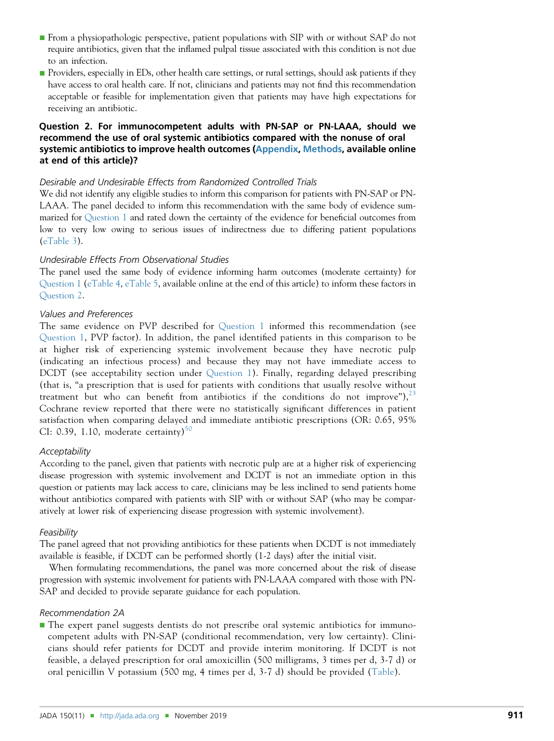- From a physiopathologic perspective, patient populations with SIP with or without SAP do not require antibiotics, given that the inflamed pulpal tissue associated with this condition is not due to an infection.
- Providers, especially in EDs, other health care settings, or rural settings, should ask patients if they have access to oral health care. If not, clinicians and patients may not find this recommendation acceptable or feasible for implementation given that patients may have high expectations for receiving an antibiotic.

### Question 2. For immunocompetent adults with PN-SAP or PN-LAAA, should we recommend the use of oral systemic antibiotics compared with the nonuse of oral systemic antibiotics to improve health outcomes (Appendix, Methods, available online at end of this article)?

*Desirable and Undesirable Effects from Randomized Controlled Trials*

We did not identify any eligible studies to inform this comparison for patients with PN-SAP or PN-LAAA. The panel decided to inform this recommendation with the same body of evidence summarized for Question 1 and rated down the certainty of the evidence for beneficial outcomes from low to very low owing to serious issues of indirectness due to differing patient populations (eTable 3).

*Undesirable Effects From Observational Studies*

The panel used the same body of evidence informing harm outcomes (moderate certainty) for Question 1 (eTable 4, eTable 5, available online at the end of this article) to inform these factors in Question 2.

*Values and Preferences*

The same evidence on PVP described for Question 1 informed this recommendation (see Question 1, PVP factor). In addition, the panel identified patients in this comparison to be at higher risk of experiencing systemic involvement because they have necrotic pulp (indicating an infectious process) and because they may not have immediate access to DCDT (see acceptability section under Question 1). Finally, regarding delayed prescribing (that is, "a prescription that is used for patients with conditions that usually resolve without treatment but who can benefit from antibiotics if the conditions do not improve"),[23] Cochrane review reported that there were no statistically significant differences in patient satisfaction when comparing delayed and immediate antibiotic prescriptions (OR: 0.65, 95% CI: 0.39, 1.10, moderate certainty)[50]

*Acceptability*

According to the panel, given that patients with necrotic pulp are at a higher risk of experiencing disease progression with systemic involvement and DCDT is not an immediate option in this question or patients may lack access to care, clinicians may be less inclined to send patients home without antibiotics compared with patients with SIP with or without SAP (who may be comparatively at lower risk of experiencing disease progression with systemic involvement).

*Feasibility*

The panel agreed that not providing antibiotics for these patients when DCDT is not immediately available *is* feasible, if DCDT can be performed shortly (1-2 days) after the initial visit.

When formulating recommendations, the panel was more concerned about the risk of disease progression with systemic involvement for patients with PN-LAAA compared with those with PN-SAP and decided to provide separate guidance for each population.

*Recommendation 2A*

- The expert panel suggests dentists do not prescribe oral systemic antibiotics for immunocompetent adults with PN-SAP (conditional recommendation, very low certainty). Clinicians should refer patients for DCDT and provide interim monitoring. If DCDT is not feasible, a delayed prescription for oral amoxicillin (500 milligrams, 3 times per d, 3-7 d) or oral penicillin V potassium (500 mg, 4 times per d, 3-7 d) should be provided (Table).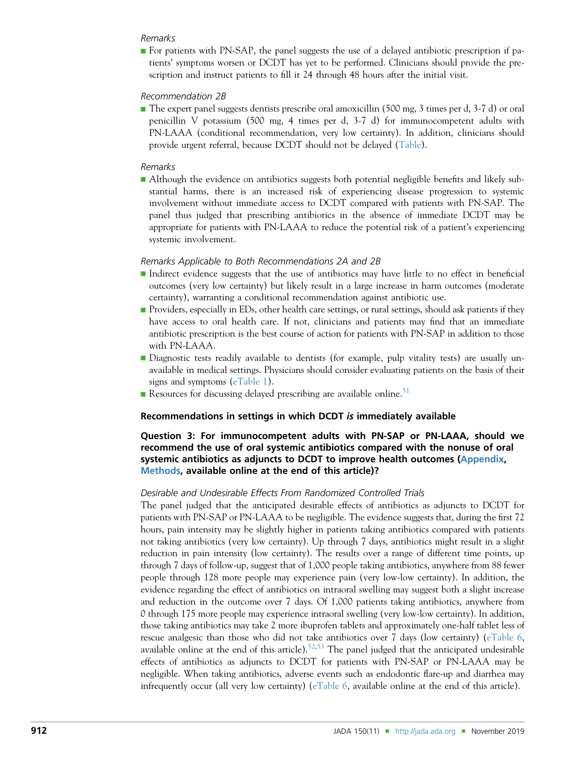*Remarks*

- For patients with PN-SAP, the panel suggests the use of a delayed antibiotic prescription if patients' symptoms worsen or DCDT has yet to be performed. Clinicians should provide the prescription and instruct patients to fill it 24 through 48 hours after the initial visit.

*Recommendation 2B*

- The expert panel suggests dentists prescribe oral amoxicillin (500 mg, 3 times per d, 3-7 d) or oral penicillin V potassium (500 mg, 4 times per d, 3-7 d) for immunocompetent adults with PN-LAAA (conditional recommendation, very low certainty). In addition, clinicians should provide urgent referral, because DCDT should not be delayed (Table).

*Remarks*

- Although the evidence on antibiotics suggests both potential negligible benefits and likely substantial harms, there is an increased risk of experiencing disease progression to systemic involvement without immediate access to DCDT compared with patients with PN-SAP. The panel thus judged that prescribing antibiotics in the absence of immediate DCDT may be appropriate for patients with PN-LAAA to reduce the potential risk of a patient's experiencing systemic involvement.

*Remarks Applicable to Both Recommendations 2A and 2B*

- Indirect evidence suggests that the use of antibiotics may have little to no effect in beneficial outcomes (very low certainty) but likely result in a large increase in harm outcomes (moderate certainty), warranting a conditional recommendation against antibiotic use.
- Providers, especially in EDs, other health care settings, or rural settings, should ask patients if they have access to oral health care. If not, clinicians and patients may find that an immediate antibiotic prescription is the best course of action for patients with PN-SAP in addition to those with PN-LAAA.
- Diagnostic tests readily available to dentists (for example, pulp vitality tests) are usually unavailable in medical settings. Physicians should consider evaluating patients on the basis of their signs and symptoms (eTable 1).
- Resources for discussing delayed prescribing are available online.[51]

**Recommendations in settings in which DCDT *is* immediately available**

**Question 3: For immunocompetent adults with PN-SAP or PN-LAAA, should we recommend the use of oral systemic antibiotics compared with the nonuse of oral systemic antibiotics as adjuncts to DCDT to improve health outcomes (Appendix, Methods, available online at the end of this article)?**

*Desirable and Undesirable Effects From Randomized Controlled Trials*

The panel judged that the anticipated desirable effects of antibiotics as adjuncts to DCDT for patients with PN-SAP or PN-LAAA to be negligible. The evidence suggests that, during the first 72 hours, pain intensity may be slightly higher in patients taking antibiotics compared with patients not taking antibiotics (very low certainty). Up through 7 days, antibiotics might result in a slight reduction in pain intensity (low certainty). The results over a range of different time points, up through 7 days of follow-up, suggest that of 1,000 people taking antibiotics, anywhere from 88 fewer people through 128 more people may experience pain (very low-low certainty). In addition, the evidence regarding the effect of antibiotics on intraoral swelling may suggest both a slight increase and reduction in the outcome over 7 days. Of 1,000 patients taking antibiotics, anywhere from 0 through 175 more people may experience intraoral swelling (very low-low certainty). In addition, those taking antibiotics may take 2 more ibuprofen tablets and approximately one-half tablet less of rescue analgesic than those who did not take antibiotics over 7 days (low certainty) (eTable 6, available online at the end of this article).[52,53] The panel judged that the anticipated undesirable effects of antibiotics as adjuncts to DCDT for patients with PN-SAP or PN-LAAA may be negligible. When taking antibiotics, adverse events such as endodontic flare-up and diarrhea may infrequently occur (all very low certainty) (eTable 6, available online at the end of this article).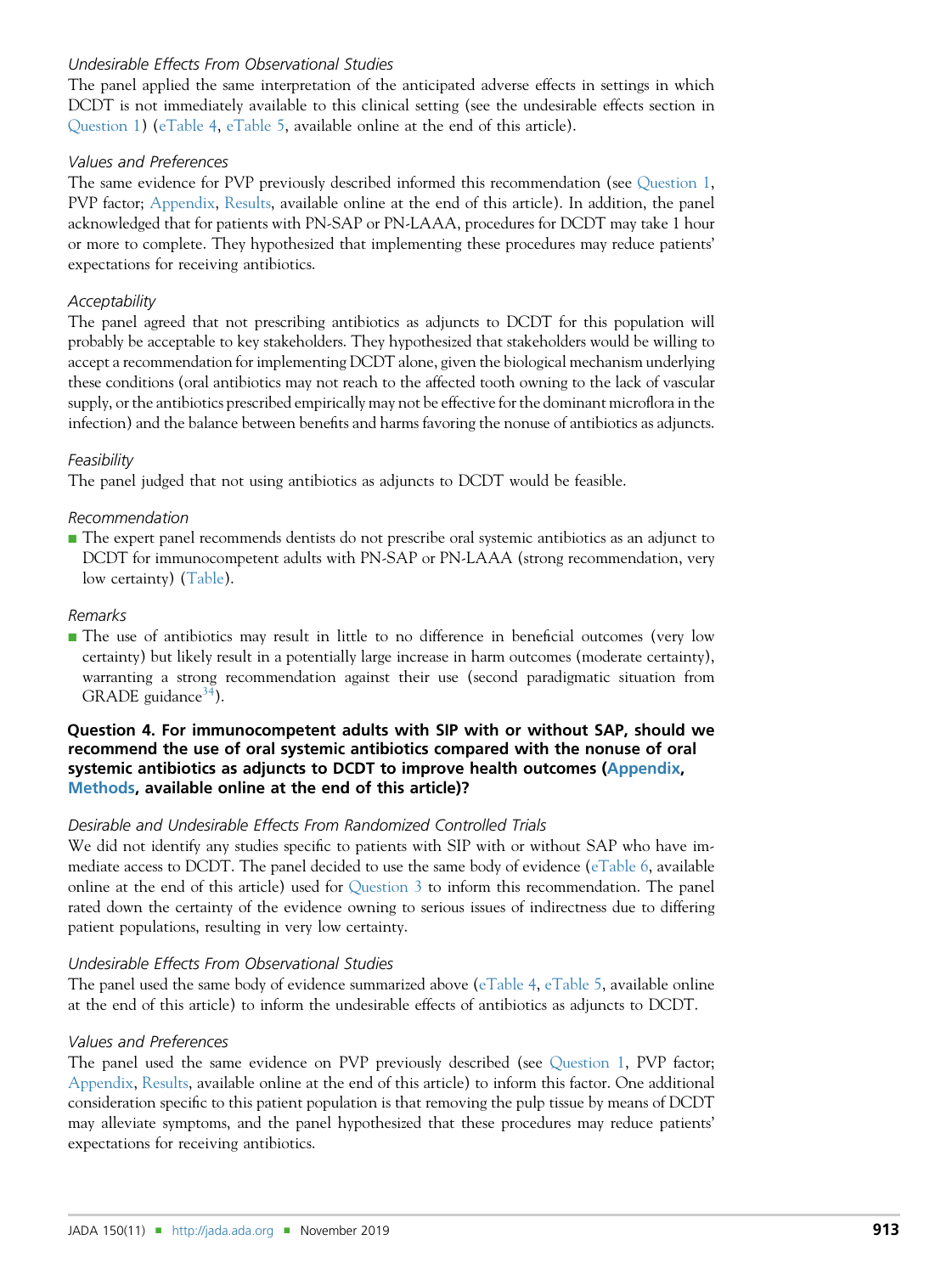### Undesirable Effects From Observational Studies

The panel applied the same interpretation of the anticipated adverse effects in settings in which DCDT is not immediately available to this clinical setting (see the undesirable effects section in Question 1) (eTable 4, eTable 5, available online at the end of this article).

### Values and Preferences

The same evidence for PVP previously described informed this recommendation (see Question 1, PVP factor; Appendix, Results, available online at the end of this article). In addition, the panel acknowledged that for patients with PN-SAP or PN-LAAA, procedures for DCDT may take 1 hour or more to complete. They hypothesized that implementing these procedures may reduce patients' expectations for receiving antibiotics.

### Acceptability

The panel agreed that not prescribing antibiotics as adjuncts to DCDT for this population will probably be acceptable to key stakeholders. They hypothesized that stakeholders would be willing to accept a recommendation for implementing DCDT alone, given the biological mechanism underlying these conditions (oral antibiotics may not reach to the affected tooth owning to the lack of vascular supply, or the antibiotics prescribed empirically may not be effective for the dominant microflora in the infection) and the balance between benefits and harms favoring the nonuse of antibiotics as adjuncts.

### Feasibility

The panel judged that not using antibiotics as adjuncts to DCDT would be feasible.

### Recommendation

- The expert panel recommends dentists do not prescribe oral systemic antibiotics as an adjunct to DCDT for immunocompetent adults with PN-SAP or PN-LAAA (strong recommendation, very low certainty) (Table).

### Remarks

- The use of antibiotics may result in little to no difference in beneficial outcomes (very low certainty) but likely result in a potentially large increase in harm outcomes (moderate certainty), warranting a strong recommendation against their use (second paradigmatic situation from GRADE guidance[34]).

## Question 4. For immunocompetent adults with SIP with or without SAP, should we recommend the use of oral systemic antibiotics compared with the nonuse of oral systemic antibiotics as adjuncts to DCDT to improve health outcomes (Appendix, Methods, available online at the end of this article)?

### Desirable and Undesirable Effects From Randomized Controlled Trials

We did not identify any studies specific to patients with SIP with or without SAP who have immediate access to DCDT. The panel decided to use the same body of evidence (eTable 6, available online at the end of this article) used for Question 3 to inform this recommendation. The panel rated down the certainty of the evidence owning to serious issues of indirectness due to differing patient populations, resulting in very low certainty.

### Undesirable Effects From Observational Studies

The panel used the same body of evidence summarized above (eTable 4, eTable 5, available online at the end of this article) to inform the undesirable effects of antibiotics as adjuncts to DCDT.

### Values and Preferences

The panel used the same evidence on PVP previously described (see Question 1, PVP factor; Appendix, Results, available online at the end of this article) to inform this factor. One additional consideration specific to this patient population is that removing the pulp tissue by means of DCDT may alleviate symptoms, and the panel hypothesized that these procedures may reduce patients' expectations for receiving antibiotics.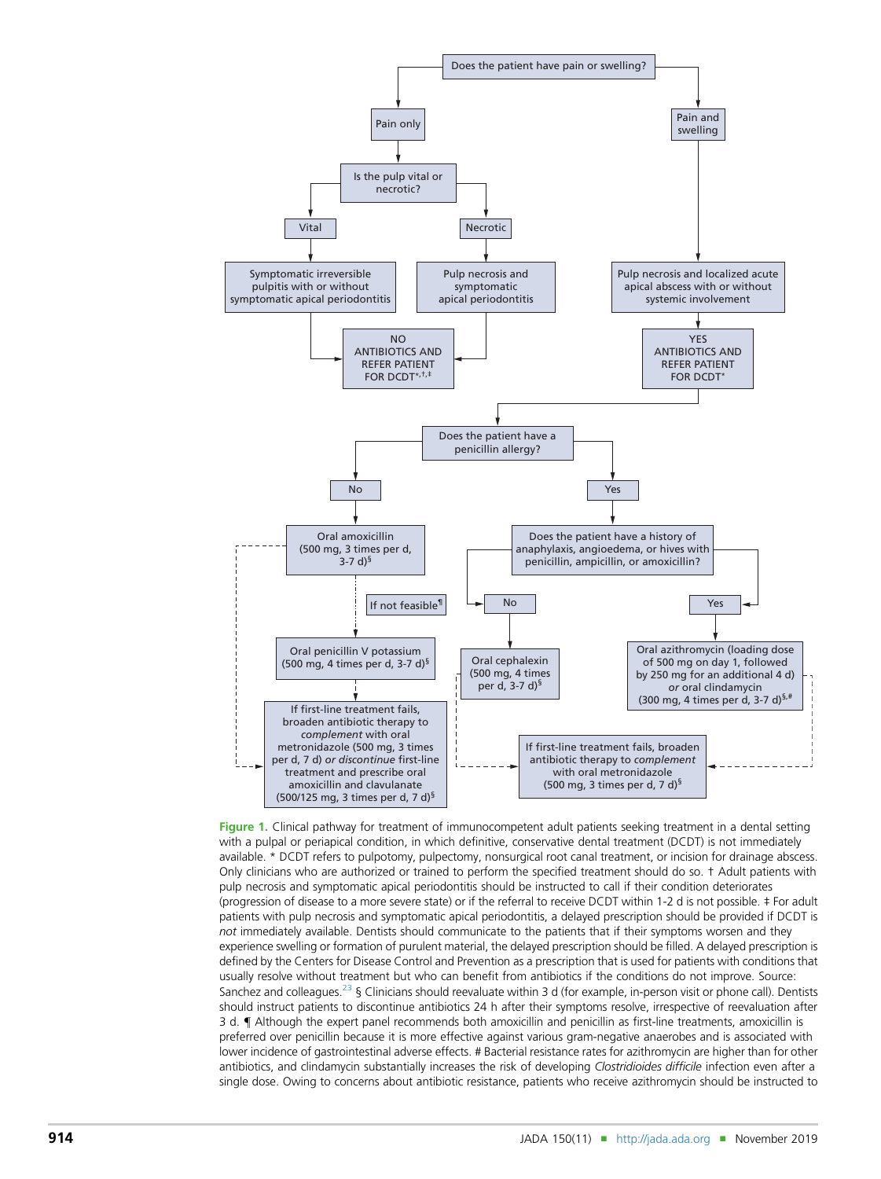Does the patient have pain or swelling?

- **Pain only**
  - Is the pulp vital or necrotic?
    - **Vital** → Symptomatic irreversible pulpitis with or without symptomatic apical periodontitis → NO ANTIBIOTICS AND REFER PATIENT FOR DCDT*,†,‡
    - **Necrotic** → Pulp necrosis and symptomatic apical periodontitis → NO ANTIBIOTICS AND REFER PATIENT FOR DCDT*,†,‡
- **Pain and swelling** → Pulp necrosis and localized acute apical abscess with or without systemic involvement → YES ANTIBIOTICS AND REFER PATIENT FOR DCDT*
  - Does the patient have a penicillin allergy?
    - **No** → Oral amoxicillin (500 mg, 3 times per d, 3-7 d)§
      - If not feasible¶ → Oral penicillin V potassium (500 mg, 4 times per d, 3-7 d)§
      - If first-line treatment fails, broaden antibiotic therapy to *complement* with oral metronidazole (500 mg, 3 times per d, 7 d) *or discontinue* first-line treatment and prescribe oral amoxicillin and clavulanate (500/125 mg, 3 times per d, 7 d)§
    - **Yes** → Does the patient have a history of anaphylaxis, angioedema, or hives with penicillin, ampicillin, or amoxicillin?
      - **No** → Oral cephalexin (500 mg, 4 times per d, 3-7 d)§
      - **Yes** → Oral azithromycin (loading dose of 500 mg on day 1, followed by 250 mg for an additional 4 d) *or* oral clindamycin (300 mg, 4 times per d, 3-7 d)§,#
      - If first-line treatment fails, broaden antibiotic therapy to *complement* with oral metronidazole (500 mg, 3 times per d, 7 d)§

**Figure 1.** Clinical pathway for treatment of immunocompetent adult patients seeking treatment in a dental setting with a pulpal or periapical condition, in which definitive, conservative dental treatment (DCDT) is not immediately available. * DCDT refers to pulpotomy, pulpectomy, nonsurgical root canal treatment, or incision for drainage abscess. Only clinicians who are authorized or trained to perform the specified treatment should do so. † Adult patients with pulp necrosis and symptomatic apical periodontitis should be instructed to call if their condition deteriorates (progression of disease to a more severe state) or if the referral to receive DCDT within 1-2 d is not possible. ‡ For adult patients with pulp necrosis and symptomatic apical periodontitis, a delayed prescription should be provided if DCDT is *not* immediately available. Dentists should communicate to the patients that if their symptoms worsen and they experience swelling or formation of purulent material, the delayed prescription should be filled. A delayed prescription is defined by the Centers for Disease Control and Prevention as a prescription that is used for patients with conditions that usually resolve without treatment but who can benefit from antibiotics if the conditions do not improve. Source: Sanchez and colleagues.[23] § Clinicians should reevaluate within 3 d (for example, in-person visit or phone call). Dentists should instruct patients to discontinue antibiotics 24 h after their symptoms resolve, irrespective of reevaluation after 3 d. ¶ Although the expert panel recommends both amoxicillin and penicillin as first-line treatments, amoxicillin is preferred over penicillin because it is more effective against various gram-negative anaerobes and is associated with lower incidence of gastrointestinal adverse effects. # Bacterial resistance rates for azithromycin are higher than for other antibiotics, and clindamycin substantially increases the risk of developing *Clostridioides difficile* infection even after a single dose. Owing to concerns about antibiotic resistance, patients who receive azithromycin should be instructed to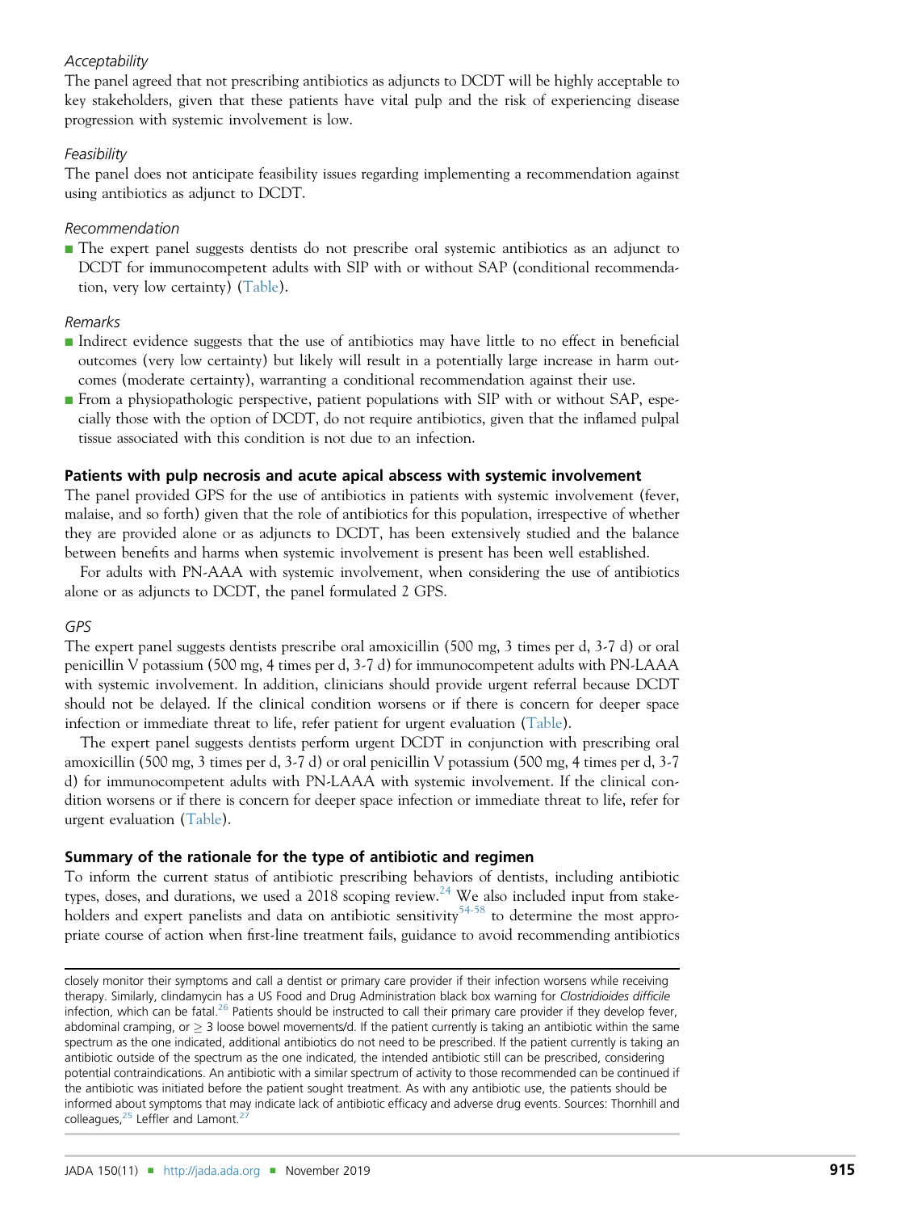*Acceptability*

The panel agreed that not prescribing antibiotics as adjuncts to DCDT will be highly acceptable to key stakeholders, given that these patients have vital pulp and the risk of experiencing disease progression with systemic involvement is low.

*Feasibility*

The panel does not anticipate feasibility issues regarding implementing a recommendation against using antibiotics as adjunct to DCDT.

*Recommendation*

- The expert panel suggests dentists do not prescribe oral systemic antibiotics as an adjunct to DCDT for immunocompetent adults with SIP with or without SAP (conditional recommendation, very low certainty) (Table).

*Remarks*

- Indirect evidence suggests that the use of antibiotics may have little to no effect in beneficial outcomes (very low certainty) but likely will result in a potentially large increase in harm outcomes (moderate certainty), warranting a conditional recommendation against their use.
- From a physiopathologic perspective, patient populations with SIP with or without SAP, especially those with the option of DCDT, do not require antibiotics, given that the inflamed pulpal tissue associated with this condition is not due to an infection.

### Patients with pulp necrosis and acute apical abscess with systemic involvement

The panel provided GPS for the use of antibiotics in patients with systemic involvement (fever, malaise, and so forth) given that the role of antibiotics for this population, irrespective of whether they are provided alone or as adjuncts to DCDT, has been extensively studied and the balance between benefits and harms when systemic involvement is present has been well established.

For adults with PN-AAA with systemic involvement, when considering the use of antibiotics alone or as adjuncts to DCDT, the panel formulated 2 GPS.

*GPS*

The expert panel suggests dentists prescribe oral amoxicillin (500 mg, 3 times per d, 3-7 d) or oral penicillin V potassium (500 mg, 4 times per d, 3-7 d) for immunocompetent adults with PN-LAAA with systemic involvement. In addition, clinicians should provide urgent referral because DCDT should not be delayed. If the clinical condition worsens or if there is concern for deeper space infection or immediate threat to life, refer patient for urgent evaluation (Table).

The expert panel suggests dentists perform urgent DCDT in conjunction with prescribing oral amoxicillin (500 mg, 3 times per d, 3-7 d) or oral penicillin V potassium (500 mg, 4 times per d, 3-7 d) for immunocompetent adults with PN-LAAA with systemic involvement. If the clinical condition worsens or if there is concern for deeper space infection or immediate threat to life, refer for urgent evaluation (Table).

### Summary of the rationale for the type of antibiotic and regimen

To inform the current status of antibiotic prescribing behaviors of dentists, including antibiotic types, doses, and durations, we used a 2018 scoping review.[24] We also included input from stakeholders and expert panelists and data on antibiotic sensitivity[54-58] to determine the most appropriate course of action when first-line treatment fails, guidance to avoid recommending antibiotics

closely monitor their symptoms and call a dentist or primary care provider if their infection worsens while receiving therapy. Similarly, clindamycin has a US Food and Drug Administration black box warning for *Clostridioides difficile* infection, which can be fatal.[26] Patients should be instructed to call their primary care provider if they develop fever, abdominal cramping, or $\geq$ 3 loose bowel movements/d. If the patient currently is taking an antibiotic within the same spectrum as the one indicated, additional antibiotics do not need to be prescribed. If the patient currently is taking an antibiotic outside of the spectrum as the one indicated, the intended antibiotic still can be prescribed, considering potential contraindications. An antibiotic with a similar spectrum of activity to those recommended can be continued if the antibiotic was initiated before the patient sought treatment. As with any antibiotic use, the patients should be informed about symptoms that may indicate lack of antibiotic efficacy and adverse drug events. Sources: Thornhill and colleagues,[25] Leffler and Lamont.[27]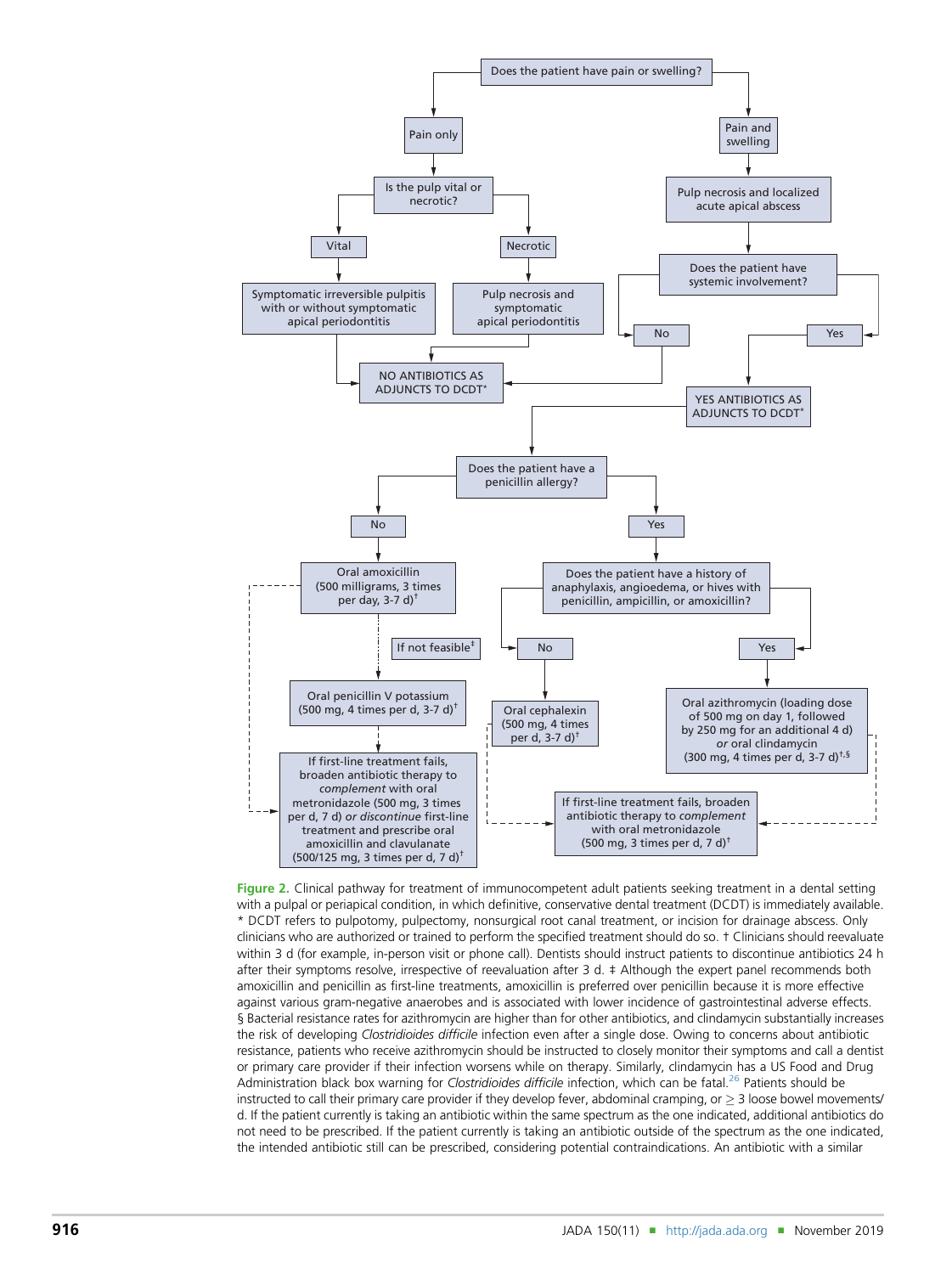Does the patient have pain or swelling?

- **Pain only** → Is the pulp vital or necrotic?
  - **Vital** → Symptomatic irreversible pulpitis with or without symptomatic apical periodontitis → NO ANTIBIOTICS AS ADJUNCTS TO DCDT*
  - **Necrotic** → Pulp necrosis and symptomatic apical periodontitis → NO ANTIBIOTICS AS ADJUNCTS TO DCDT*
- **Pain and swelling** → Pulp necrosis and localized acute apical abscess → Does the patient have systemic involvement?
  - **No** → NO ANTIBIOTICS AS ADJUNCTS TO DCDT*
  - **Yes** → YES ANTIBIOTICS AS ADJUNCTS TO DCDT* → Does the patient have a penicillin allergy?
    - **No** → Oral amoxicillin (500 milligrams, 3 times per day, 3-7 d)†
      - If not feasible‡ → Oral penicillin V potassium (500 mg, 4 times per d, 3-7 d)†
      - If first-line treatment fails, broaden antibiotic therapy to *complement* with oral metronidazole (500 mg, 3 times per d, 7 d) *or discontinue* first-line treatment and prescribe oral amoxicillin and clavulanate (500/125 mg, 3 times per d, 7 d)†
    - **Yes** → Does the patient have a history of anaphylaxis, angioedema, or hives with penicillin, ampicillin, or amoxicillin?
      - **No** → Oral cephalexin (500 mg, 4 times per d, 3-7 d)†
      - **Yes** → Oral azithromycin (loading dose of 500 mg on day 1, followed by 250 mg for an additional 4 d) *or* oral clindamycin (300 mg, 4 times per d, 3-7 d)†,§
      - If first-line treatment fails, broaden antibiotic therapy to *complement* with oral metronidazole (500 mg, 3 times per d, 7 d)†

**Figure 2.** Clinical pathway for treatment of immunocompetent adult patients seeking treatment in a dental setting with a pulpal or periapical condition, in which definitive, conservative dental treatment (DCDT) is immediately available. * DCDT refers to pulpotomy, pulpectomy, nonsurgical root canal treatment, or incision for drainage abscess. Only clinicians who are authorized or trained to perform the specified treatment should do so. † Clinicians should reevaluate within 3 d (for example, in-person visit or phone call). Dentists should instruct patients to discontinue antibiotics 24 h after their symptoms resolve, irrespective of reevaluation after 3 d. ‡ Although the expert panel recommends both amoxicillin and penicillin as first-line treatments, amoxicillin is preferred over penicillin because it is more effective against various gram-negative anaerobes and is associated with lower incidence of gastrointestinal adverse effects. § Bacterial resistance rates for azithromycin are higher than for other antibiotics, and clindamycin substantially increases the risk of developing *Clostridioides difficile* infection even after a single dose. Owing to concerns about antibiotic resistance, patients who receive azithromycin should be instructed to closely monitor their symptoms and call a dentist or primary care provider if their infection worsens while on therapy. Similarly, clindamycin has a US Food and Drug Administration black box warning for *Clostridioides difficile* infection, which can be fatal.[26] Patients should be instructed to call their primary care provider if they develop fever, abdominal cramping, or ≥ 3 loose bowel movements/d. If the patient currently is taking an antibiotic within the same spectrum as the one indicated, additional antibiotics do not need to be prescribed. If the patient currently is taking an antibiotic outside of the spectrum as the one indicated, the intended antibiotic still can be prescribed, considering potential contraindications. An antibiotic with a similar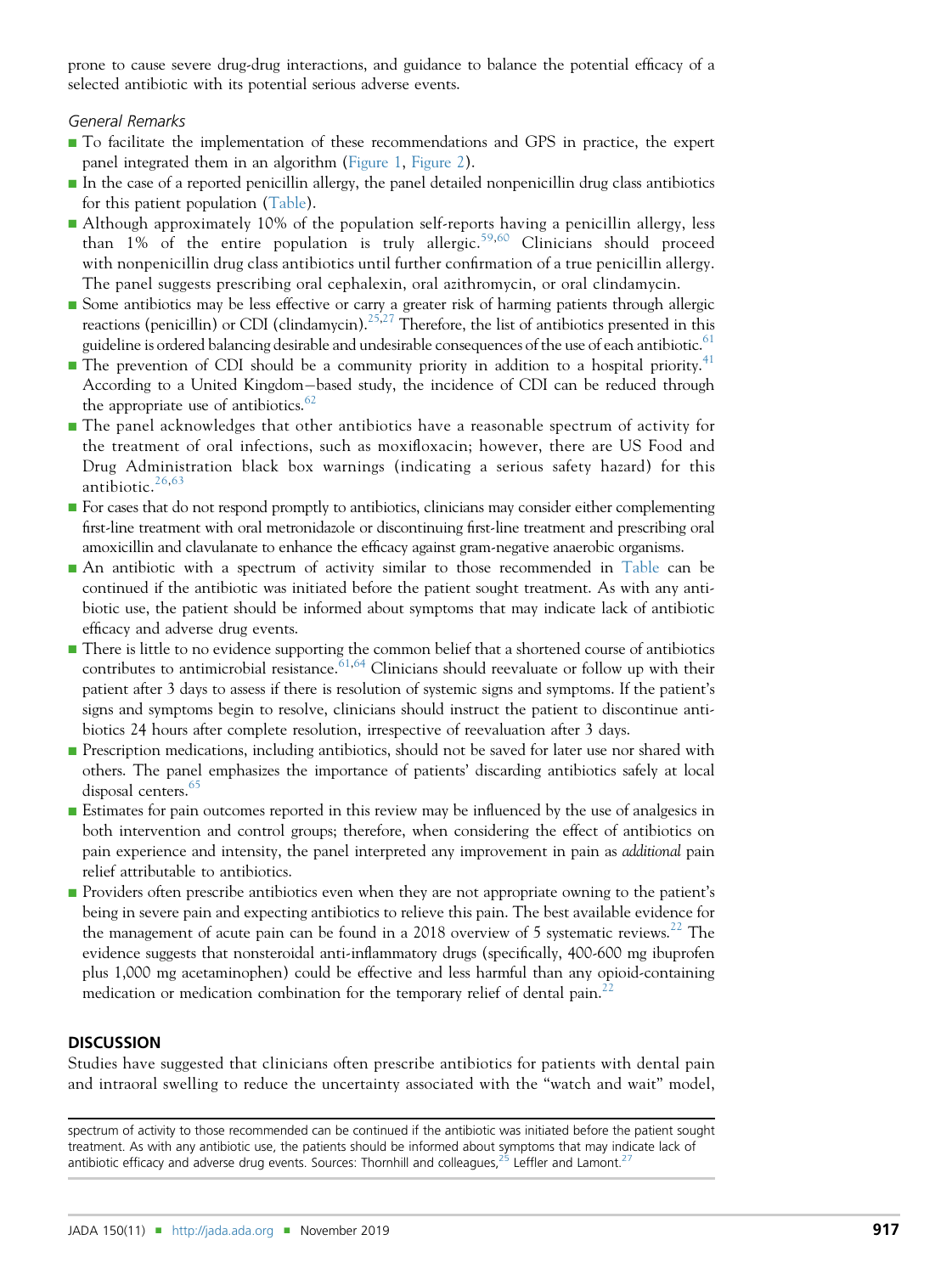prone to cause severe drug-drug interactions, and guidance to balance the potential efficacy of a selected antibiotic with its potential serious adverse events.

*General Remarks*

- To facilitate the implementation of these recommendations and GPS in practice, the expert panel integrated them in an algorithm (Figure 1, Figure 2).
- In the case of a reported penicillin allergy, the panel detailed nonpenicillin drug class antibiotics for this patient population (Table).
- Although approximately 10% of the population self-reports having a penicillin allergy, less than 1% of the entire population is truly allergic.[59,60] Clinicians should proceed with nonpenicillin drug class antibiotics until further confirmation of a true penicillin allergy. The panel suggests prescribing oral cephalexin, oral azithromycin, or oral clindamycin.
- Some antibiotics may be less effective or carry a greater risk of harming patients through allergic reactions (penicillin) or CDI (clindamycin).[25,27] Therefore, the list of antibiotics presented in this guideline is ordered balancing desirable and undesirable consequences of the use of each antibiotic.[61]
- The prevention of CDI should be a community priority in addition to a hospital priority.[41] According to a United Kingdom–based study, the incidence of CDI can be reduced through the appropriate use of antibiotics.[62]
- The panel acknowledges that other antibiotics have a reasonable spectrum of activity for the treatment of oral infections, such as moxifloxacin; however, there are US Food and Drug Administration black box warnings (indicating a serious safety hazard) for this antibiotic.[26,63]
- For cases that do not respond promptly to antibiotics, clinicians may consider either complementing first-line treatment with oral metronidazole or discontinuing first-line treatment and prescribing oral amoxicillin and clavulanate to enhance the efficacy against gram-negative anaerobic organisms.
- An antibiotic with a spectrum of activity similar to those recommended in Table can be continued if the antibiotic was initiated before the patient sought treatment. As with any antibiotic use, the patient should be informed about symptoms that may indicate lack of antibiotic efficacy and adverse drug events.
- There is little to no evidence supporting the common belief that a shortened course of antibiotics contributes to antimicrobial resistance.[61,64] Clinicians should reevaluate or follow up with their patient after 3 days to assess if there is resolution of systemic signs and symptoms. If the patient's signs and symptoms begin to resolve, clinicians should instruct the patient to discontinue antibiotics 24 hours after complete resolution, irrespective of reevaluation after 3 days.
- Prescription medications, including antibiotics, should not be saved for later use nor shared with others. The panel emphasizes the importance of patients' discarding antibiotics safely at local disposal centers.[65]
- Estimates for pain outcomes reported in this review may be influenced by the use of analgesics in both intervention and control groups; therefore, when considering the effect of antibiotics on pain experience and intensity, the panel interpreted any improvement in pain as *additional* pain relief attributable to antibiotics.
- Providers often prescribe antibiotics even when they are not appropriate owning to the patient's being in severe pain and expecting antibiotics to relieve this pain. The best available evidence for the management of acute pain can be found in a 2018 overview of 5 systematic reviews.[22] The evidence suggests that nonsteroidal anti-inflammatory drugs (specifically, 400-600 mg ibuprofen plus 1,000 mg acetaminophen) could be effective and less harmful than any opioid-containing medication or medication combination for the temporary relief of dental pain.[22]

## DISCUSSION

Studies have suggested that clinicians often prescribe antibiotics for patients with dental pain and intraoral swelling to reduce the uncertainty associated with the "watch and wait" model,

spectrum of activity to those recommended can be continued if the antibiotic was initiated before the patient sought treatment. As with any antibiotic use, the patients should be informed about symptoms that may indicate lack of antibiotic efficacy and adverse drug events. Sources: Thornhill and colleagues,[25] Leffler and Lamont.[27]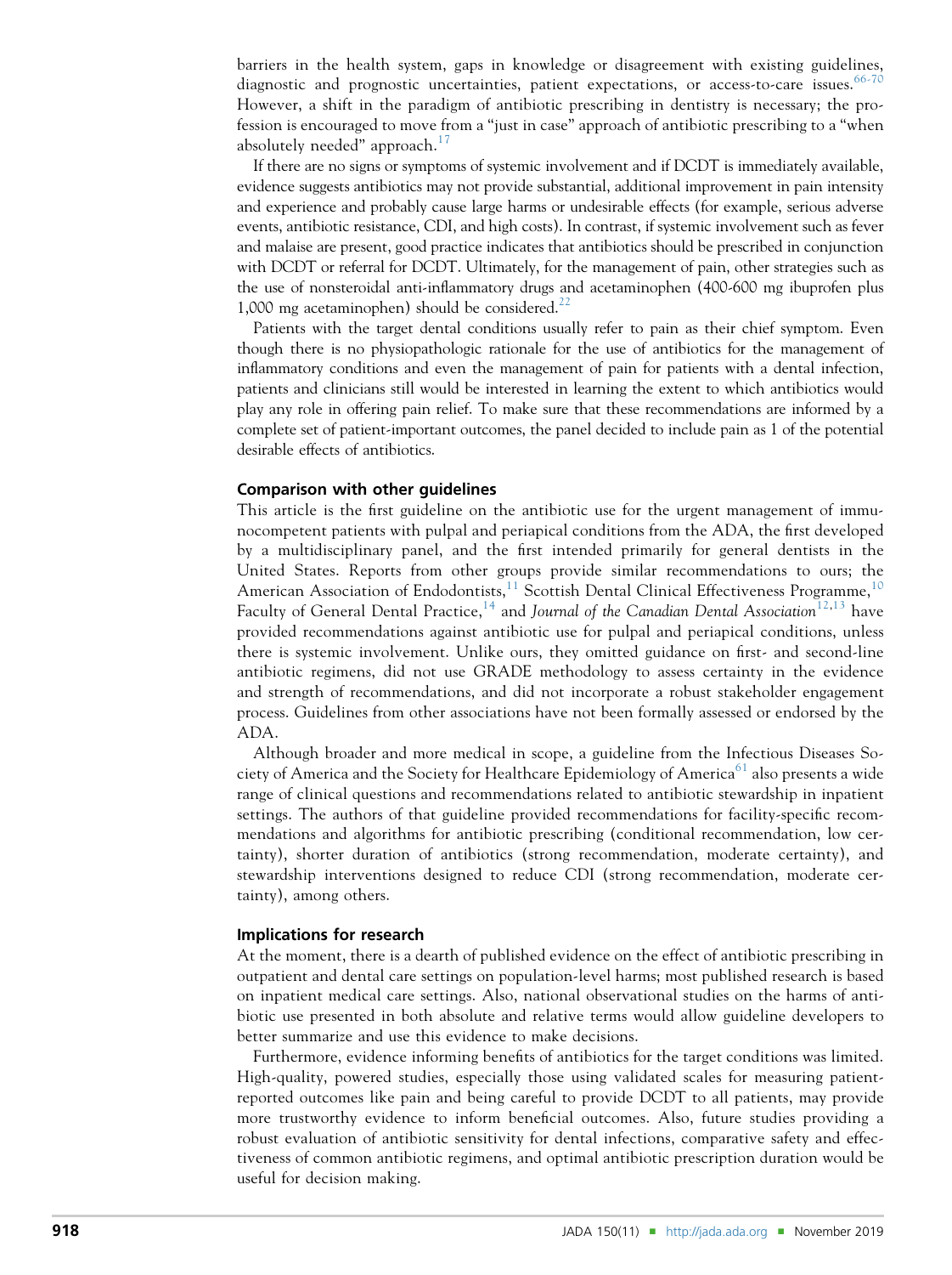barriers in the health system, gaps in knowledge or disagreement with existing guidelines, diagnostic and prognostic uncertainties, patient expectations, or access-to-care issues.[66-70] However, a shift in the paradigm of antibiotic prescribing in dentistry is necessary; the profession is encouraged to move from a "just in case" approach of antibiotic prescribing to a "when absolutely needed" approach.[17]

If there are no signs or symptoms of systemic involvement and if DCDT is immediately available, evidence suggests antibiotics may not provide substantial, additional improvement in pain intensity and experience and probably cause large harms or undesirable effects (for example, serious adverse events, antibiotic resistance, CDI, and high costs). In contrast, if systemic involvement such as fever and malaise are present, good practice indicates that antibiotics should be prescribed in conjunction with DCDT or referral for DCDT. Ultimately, for the management of pain, other strategies such as the use of nonsteroidal anti-inflammatory drugs and acetaminophen (400-600 mg ibuprofen plus 1,000 mg acetaminophen) should be considered.[22]

Patients with the target dental conditions usually refer to pain as their chief symptom. Even though there is no physiopathologic rationale for the use of antibiotics for the management of inflammatory conditions and even the management of pain for patients with a dental infection, patients and clinicians still would be interested in learning the extent to which antibiotics would play any role in offering pain relief. To make sure that these recommendations are informed by a complete set of patient-important outcomes, the panel decided to include pain as 1 of the potential desirable effects of antibiotics.

### Comparison with other guidelines

This article is the first guideline on the antibiotic use for the urgent management of immunocompetent patients with pulpal and periapical conditions from the ADA, the first developed by a multidisciplinary panel, and the first intended primarily for general dentists in the United States. Reports from other groups provide similar recommendations to ours; the American Association of Endodontists,[11] Scottish Dental Clinical Effectiveness Programme,[10] Faculty of General Dental Practice,[14] and *Journal of the Canadian Dental Association*[12,13] have provided recommendations against antibiotic use for pulpal and periapical conditions, unless there is systemic involvement. Unlike ours, they omitted guidance on first- and second-line antibiotic regimens, did not use GRADE methodology to assess certainty in the evidence and strength of recommendations, and did not incorporate a robust stakeholder engagement process. Guidelines from other associations have not been formally assessed or endorsed by the ADA.

Although broader and more medical in scope, a guideline from the Infectious Diseases Society of America and the Society for Healthcare Epidemiology of America[61] also presents a wide range of clinical questions and recommendations related to antibiotic stewardship in inpatient settings. The authors of that guideline provided recommendations for facility-specific recommendations and algorithms for antibiotic prescribing (conditional recommendation, low certainty), shorter duration of antibiotics (strong recommendation, moderate certainty), and stewardship interventions designed to reduce CDI (strong recommendation, moderate certainty), among others.

### Implications for research

At the moment, there is a dearth of published evidence on the effect of antibiotic prescribing in outpatient and dental care settings on population-level harms; most published research is based on inpatient medical care settings. Also, national observational studies on the harms of antibiotic use presented in both absolute and relative terms would allow guideline developers to better summarize and use this evidence to make decisions.

Furthermore, evidence informing benefits of antibiotics for the target conditions was limited. High-quality, powered studies, especially those using validated scales for measuring patient-reported outcomes like pain and being careful to provide DCDT to all patients, may provide more trustworthy evidence to inform beneficial outcomes. Also, future studies providing a robust evaluation of antibiotic sensitivity for dental infections, comparative safety and effectiveness of common antibiotic regimens, and optimal antibiotic prescription duration would be useful for decision making.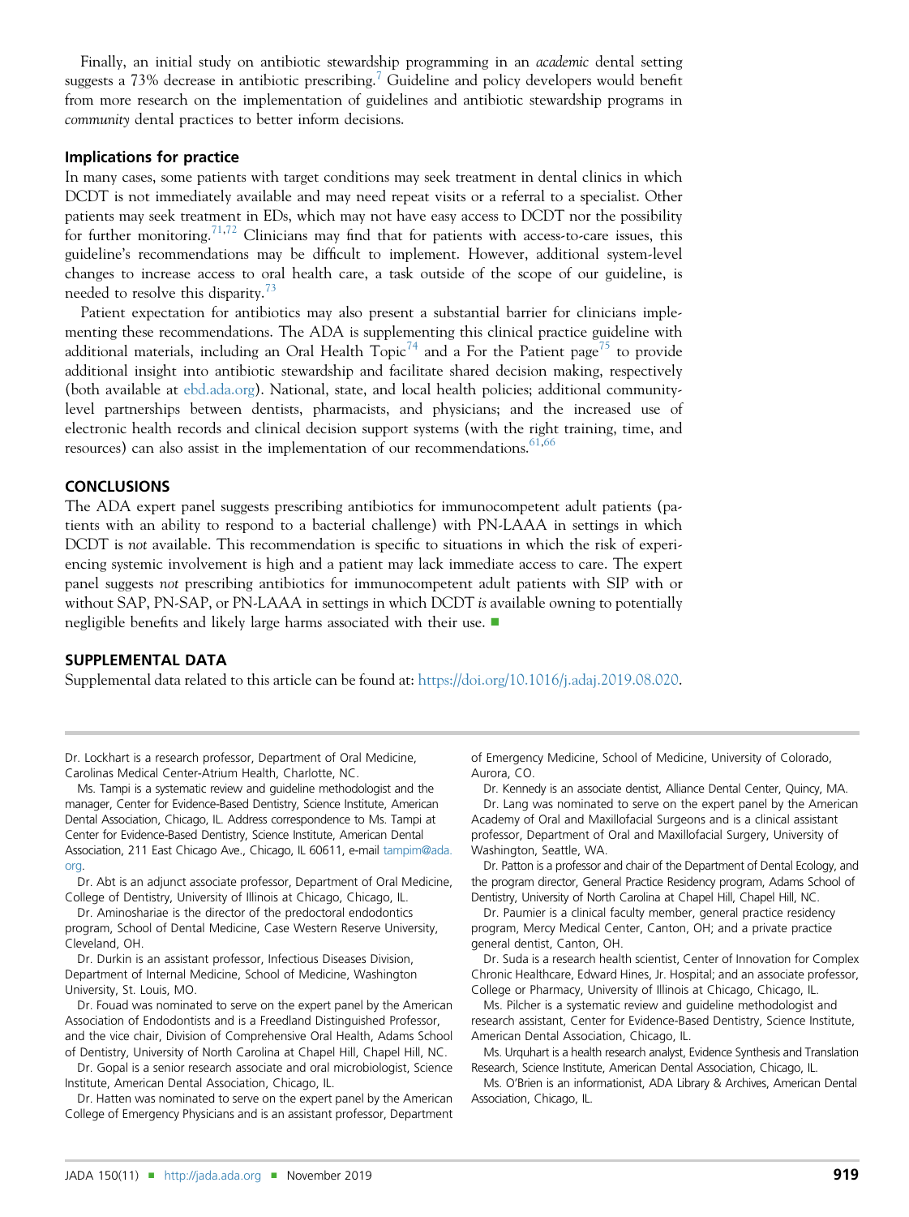Finally, an initial study on antibiotic stewardship programming in an *academic* dental setting suggests a 73% decrease in antibiotic prescribing.[7] Guideline and policy developers would benefit from more research on the implementation of guidelines and antibiotic stewardship programs in *community* dental practices to better inform decisions.

### Implications for practice

In many cases, some patients with target conditions may seek treatment in dental clinics in which DCDT is not immediately available and may need repeat visits or a referral to a specialist. Other patients may seek treatment in EDs, which may not have easy access to DCDT nor the possibility for further monitoring.[71,72] Clinicians may find that for patients with access-to-care issues, this guideline's recommendations may be difficult to implement. However, additional system-level changes to increase access to oral health care, a task outside of the scope of our guideline, is needed to resolve this disparity.[73]

Patient expectation for antibiotics may also present a substantial barrier for clinicians implementing these recommendations. The ADA is supplementing this clinical practice guideline with additional materials, including an Oral Health Topic[74] and a For the Patient page[75] to provide additional insight into antibiotic stewardship and facilitate shared decision making, respectively (both available at ebd.ada.org). National, state, and local health policies; additional community-level partnerships between dentists, pharmacists, and physicians; and the increased use of electronic health records and clinical decision support systems (with the right training, time, and resources) can also assist in the implementation of our recommendations.[61,66]

## CONCLUSIONS

The ADA expert panel suggests prescribing antibiotics for immunocompetent adult patients (patients with an ability to respond to a bacterial challenge) with PN-LAAA in settings in which DCDT is *not* available. This recommendation is specific to situations in which the risk of experiencing systemic involvement is high and a patient may lack immediate access to care. The expert panel suggests *not* prescribing antibiotics for immunocompetent adult patients with SIP with or without SAP, PN-SAP, or PN-LAAA in settings in which DCDT *is* available owning to potentially negligible benefits and likely large harms associated with their use. ■

## SUPPLEMENTAL DATA

Supplemental data related to this article can be found at: https://doi.org/10.1016/j.adaj.2019.08.020.

---

Dr. Lockhart is a research professor, Department of Oral Medicine, Carolinas Medical Center-Atrium Health, Charlotte, NC.

Ms. Tampi is a systematic review and guideline methodologist and the manager, Center for Evidence-Based Dentistry, Science Institute, American Dental Association, Chicago, IL. Address correspondence to Ms. Tampi at Center for Evidence-Based Dentistry, Science Institute, American Dental Association, 211 East Chicago Ave., Chicago, IL 60611, e-mail tampim@ada.org.

Dr. Abt is an adjunct associate professor, Department of Oral Medicine, College of Dentistry, University of Illinois at Chicago, Chicago, IL.

Dr. Aminoshariae is the director of the predoctoral endodontics program, School of Dental Medicine, Case Western Reserve University, Cleveland, OH.

Dr. Durkin is an assistant professor, Infectious Diseases Division, Department of Internal Medicine, School of Medicine, Washington University, St. Louis, MO.

Dr. Fouad was nominated to serve on the expert panel by the American Association of Endodontists and is a Freedland Distinguished Professor, and the vice chair, Division of Comprehensive Oral Health, Adams School of Dentistry, University of North Carolina at Chapel Hill, Chapel Hill, NC.

Dr. Gopal is a senior research associate and oral microbiologist, Science Institute, American Dental Association, Chicago, IL.

Dr. Hatten was nominated to serve on the expert panel by the American College of Emergency Physicians and is an assistant professor, Department of Emergency Medicine, School of Medicine, University of Colorado, Aurora, CO.

Dr. Kennedy is an associate dentist, Alliance Dental Center, Quincy, MA.

Dr. Lang was nominated to serve on the expert panel by the American Academy of Oral and Maxillofacial Surgeons and is a clinical assistant professor, Department of Oral and Maxillofacial Surgery, University of Washington, Seattle, WA.

Dr. Patton is a professor and chair of the Department of Dental Ecology, and the program director, General Practice Residency program, Adams School of Dentistry, University of North Carolina at Chapel Hill, Chapel Hill, NC.

Dr. Paumier is a clinical faculty member, general practice residency program, Mercy Medical Center, Canton, OH; and a private practice general dentist, Canton, OH.

Dr. Suda is a research health scientist, Center of Innovation for Complex Chronic Healthcare, Edward Hines, Jr. Hospital; and an associate professor, College or Pharmacy, University of Illinois at Chicago, Chicago, IL.

Ms. Pilcher is a systematic review and guideline methodologist and research assistant, Center for Evidence-Based Dentistry, Science Institute, American Dental Association, Chicago, IL.

Ms. Urquhart is a health research analyst, Evidence Synthesis and Translation Research, Science Institute, American Dental Association, Chicago, IL.

Ms. O'Brien is an informationist, ADA Library & Archives, American Dental Association, Chicago, IL.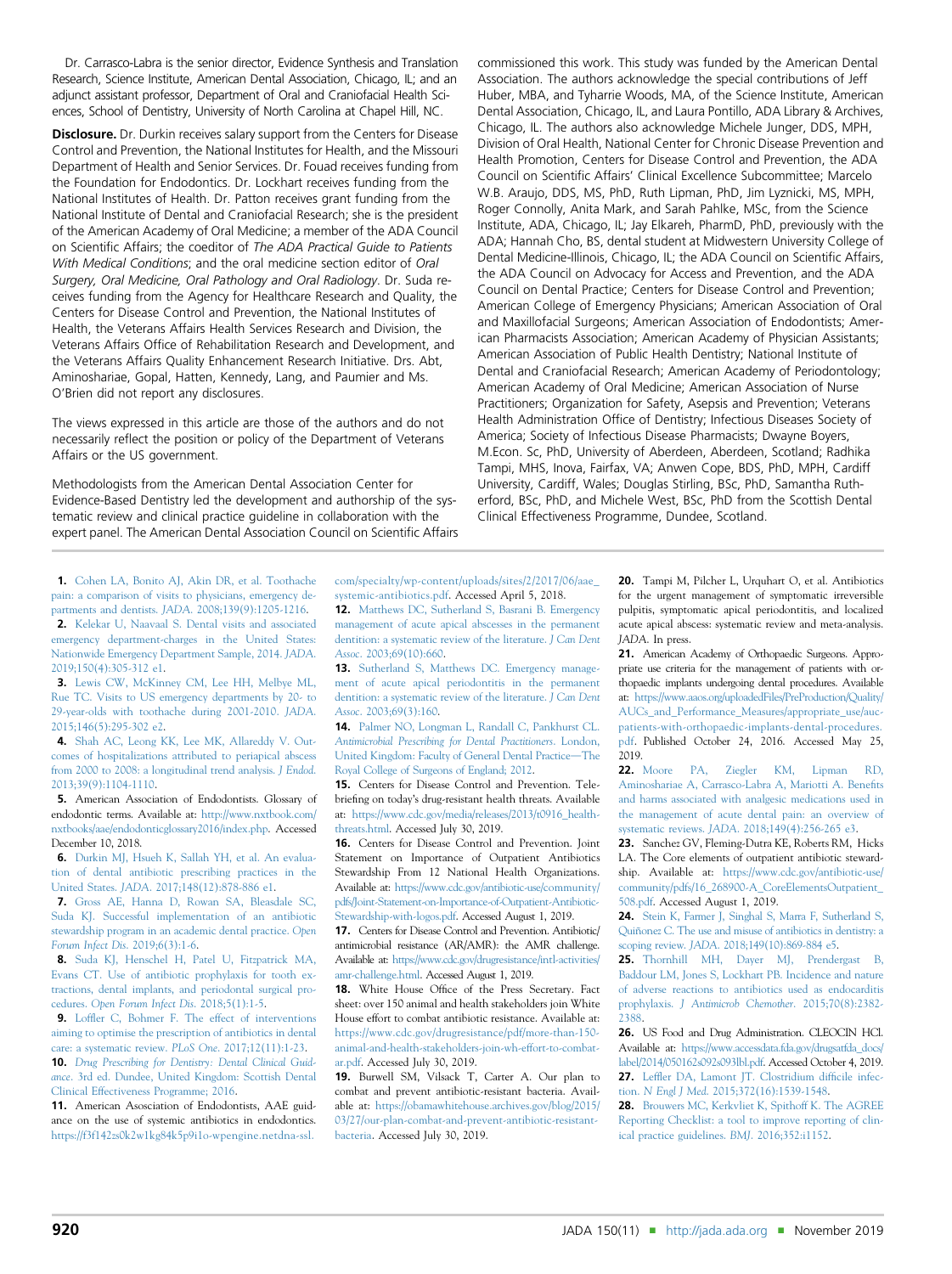Dr. Carrasco-Labra is the senior director, Evidence Synthesis and Translation Research, Science Institute, American Dental Association, Chicago, IL; and an adjunct assistant professor, Department of Oral and Craniofacial Health Sciences, School of Dentistry, University of North Carolina at Chapel Hill, NC.

**Disclosure.** Dr. Durkin receives salary support from the Centers for Disease Control and Prevention, the National Institutes for Health, and the Missouri Department of Health and Senior Services. Dr. Fouad receives funding from the Foundation for Endodontics. Dr. Lockhart receives funding from the National Institutes of Health. Dr. Patton receives grant funding from the National Institute of Dental and Craniofacial Research; she is the president of the American Academy of Oral Medicine; a member of the ADA Council on Scientific Affairs; the coeditor of *The ADA Practical Guide to Patients With Medical Conditions*; and the oral medicine section editor of *Oral Surgery, Oral Medicine, Oral Pathology and Oral Radiology*. Dr. Suda receives funding from the Agency for Healthcare Research and Quality, the Centers for Disease Control and Prevention, the National Institutes of Health, the Veterans Affairs Health Services Research and Division, the Veterans Affairs Office of Rehabilitation Research and Development, and the Veterans Affairs Quality Enhancement Research Initiative. Drs. Abt, Aminoshariae, Gopal, Hatten, Kennedy, Lang, and Paumier and Ms. O'Brien did not report any disclosures.

The views expressed in this article are those of the authors and do not necessarily reflect the position or policy of the Department of Veterans Affairs or the US government.

Methodologists from the American Dental Association Center for Evidence-Based Dentistry led the development and authorship of the systematic review and clinical practice guideline in collaboration with the expert panel. The American Dental Association Council on Scientific Affairs commissioned this work. This study was funded by the American Dental Association. The authors acknowledge the special contributions of Jeff Huber, MBA, and Tyharrie Woods, MA, of the Science Institute, American Dental Association, Chicago, IL, and Laura Pontillo, ADA Library & Archives, Chicago, IL. The authors also acknowledge Michele Junger, DDS, MPH, Division of Oral Health, National Center for Chronic Disease Prevention and Health Promotion, Centers for Disease Control and Prevention, the ADA Council on Scientific Affairs' Clinical Excellence Subcommittee; Marcelo W.B. Araujo, DDS, MS, PhD, Ruth Lipman, PhD, Jim Lyznicki, MS, MPH, Roger Connolly, Anita Mark, and Sarah Pahlke, MSc, from the Science Institute, ADA, Chicago, IL; Jay Elkareh, PharmD, PhD, previously with the ADA; Hannah Cho, BS, dental student at Midwestern University College of Dental Medicine-Illinois, Chicago, IL; the ADA Council on Scientific Affairs, the ADA Council on Advocacy for Access and Prevention, and the ADA Council on Dental Practice; Centers for Disease Control and Prevention; American College of Emergency Physicians; American Association of Oral and Maxillofacial Surgeons; American Association of Endodontists; American Pharmacists Association; American Academy of Physician Assistants; American Association of Public Health Dentistry; National Institute of Dental and Craniofacial Research; American Academy of Periodontology; American Academy of Oral Medicine; American Association of Nurse Practitioners; Organization for Safety, Asepsis and Prevention; Veterans Health Administration Office of Dentistry; Infectious Diseases Society of America; Society of Infectious Disease Pharmacists; Dwayne Boyers, M.Econ. Sc, PhD, University of Aberdeen, Aberdeen, Scotland; Radhika Tampi, MHS, Inova, Fairfax, VA; Anwen Cope, BDS, PhD, MPH, Cardiff University, Cardiff, Wales; Douglas Stirling, BSc, PhD, Samantha Rutherford, BSc, PhD, and Michele West, BSc, PhD from the Scottish Dental Clinical Effectiveness Programme, Dundee, Scotland.

1. Cohen LA, Bonito AJ, Akin DR, et al. Toothache pain: a comparison of visits to physicians, emergency departments and dentists. *JADA*. 2008;139(9):1205-1216.
2. Kelekar U, Naavaal S. Dental visits and associated emergency department-charges in the United States: Nationwide Emergency Department Sample, 2014. *JADA*. 2019;150(4):305-312 e1.
3. Lewis CW, McKinney CM, Lee HH, Melbye ML, Rue TC. Visits to US emergency departments by 20- to 29-year-olds with toothache during 2001-2010. *JADA*. 2015;146(5):295-302 e2.
4. Shah AC, Leong KK, Lee MK, Allareddy V. Outcomes of hospitalizations attributed to periapical abscess from 2000 to 2008: a longitudinal trend analysis. *J Endod*. 2013;39(9):1104-1110.
5. American Association of Endodontists. Glossary of endodontic terms. Available at: http://www.nxtbook.com/nxtbooks/aae/endodonticglossary2016/index.php. Accessed December 10, 2018.
6. Durkin MJ, Hsueh K, Sallah YH, et al. An evaluation of dental antibiotic prescribing practices in the United States. *JADA*. 2017;148(12):878-886 e1.
7. Gross AE, Hanna D, Rowan SA, Bleasdale SC, Suda KJ. Successful implementation of an antibiotic stewardship program in an academic dental practice. *Open Forum Infect Dis*. 2019;6(3):1-6.
8. Suda KJ, Henschel H, Patel U, Fitzpatrick MA, Evans CT. Use of antibiotic prophylaxis for tooth extractions, dental implants, and periodontal surgical procedures. *Open Forum Infect Dis*. 2018;5(1):1-5.
9. Loffler C, Bohmer F. The effect of interventions aiming to optimise the prescription of antibiotics in dental care: a systematic review. *PLoS One*. 2017;12(11):1-23.
10. *Drug Prescribing for Dentistry: Dental Clinical Guidance*. 3rd ed. Dundee, United Kingdom: Scottish Dental Clinical Effectiveness Programme; 2016.
11. American Asosciation of Endodontists, AAE guidance on the use of systemic antibiotics in endodontics. https://f3f142zs0k2w1kg84k5p9i1o-wpengine.netdna-ssl.com/specialty/wp-content/uploads/sites/2/2017/06/aae_systemic-antibiotics.pdf. Accessed April 5, 2018.
12. Matthews DC, Sutherland S, Basrani B. Emergency management of acute apical abscesses in the permanent dentition: a systematic review of the literature. *J Can Dent Assoc*. 2003;69(10):660.
13. Sutherland S, Matthews DC. Emergency management of acute apical periodontitis in the permanent dentition: a systematic review of the literature. *J Can Dent Assoc*. 2003;69(3):160.
14. Palmer NO, Longman L, Randall C, Pankhurst CL. *Antimicrobial Prescribing for Dental Practitioners*. London, United Kingdom: Faculty of General Dental Practice—The Royal College of Surgeons of England; 2012.
15. Centers for Disease Control and Prevention. Telebriefing on today's drug-resistant health threats. Available at: https://www.cdc.gov/media/releases/2013/t0916_health-threats.html. Accessed July 30, 2019.
16. Centers for Disease Control and Prevention. Joint Statement on Importance of Outpatient Antibiotics Stewardship From 12 National Health Organizations. Available at: https://www.cdc.gov/antibiotic-use/community/pdfs/Joint-Statement-on-Importance-of-Outpatient-Antibiotic-Stewardship-with-logos.pdf. Accessed August 1, 2019.
17. Centers for Disease Control and Prevention. Antibiotic/antimicrobial resistance (AR/AMR): the AMR challenge. Available at: https://www.cdc.gov/drugresistance/intl-activities/amr-challenge.html. Accessed August 1, 2019.
18. White House Office of the Press Secretary. Fact sheet: over 150 animal and health stakeholders join White House effort to combat antibiotic resistance. Available at: https://www.cdc.gov/drugresistance/pdf/more-than-150-animal-and-health-stakeholders-join-wh-effort-to-combat-ar.pdf. Accessed July 30, 2019.
19. Burwell SM, Vilsack T, Carter A. Our plan to combat and prevent antibiotic-resistant bacteria. Available at: https://obamawhitehouse.archives.gov/blog/2015/03/27/our-plan-combat-and-prevent-antibiotic-resistant-bacteria. Accessed July 30, 2019.
20. Tampi M, Pilcher L, Urquhart O, et al. Antibiotics for the urgent management of symptomatic irreversible pulpitis, symptomatic apical periodontitis, and localized acute apical abscess: systematic review and meta-analysis. *JADA*. In press.
21. American Academy of Orthopaedic Surgeons. Appropriate use criteria for the management of patients with orthopaedic implants undergoing dental procedures. Available at: https://www.aaos.org/uploadedFiles/PreProduction/Quality/AUCs_and_Performance_Measures/appropriate_use/auc-patients-with-orthopaedic-implants-dental-procedures.pdf. Published October 24, 2016. Accessed May 25, 2019.
22. Moore PA, Ziegler KM, Lipman RD, Aminoshariae A, Carrasco-Labra A, Mariotti A. Benefits and harms associated with analgesic medications used in the management of acute dental pain: an overview of systematic reviews. *JADA*. 2018;149(4):256-265 e3.
23. Sanchez GV, Fleming-Dutra KE, Roberts RM, Hicks LA. The Core elements of outpatient antibiotic stewardship. Available at: https://www.cdc.gov/antibiotic-use/community/pdfs/16_268900-A_CoreElementsOutpatient_508.pdf. Accessed August 1, 2019.
24. Stein K, Farmer J, Singhal S, Marra F, Sutherland S, Quiñonez C. The use and misuse of antibiotics in dentistry: a scoping review. *JADA*. 2018;149(10):869-884 e5.
25. Thornhill MH, Dayer MJ, Prendergast B, Baddour LM, Jones S, Lockhart PB. Incidence and nature of adverse reactions to antibiotics used as endocarditis prophylaxis. *J Antimicrob Chemother*. 2015;70(8):2382-2388.
26. US Food and Drug Administration. CLEOCIN HCl. Available at: https://www.accessdata.fda.gov/drugsatfda_docs/label/2014/050162s092s093lbl.pdf. Accessed October 4, 2019.
27. Leffler DA, Lamont JT. Clostridium difficile infection. *N Engl J Med*. 2015;372(16):1539-1548.
28. Brouwers MC, Kerkvliet K, Spithoff K. The AGREE Reporting Checklist: a tool to improve reporting of clinical practice guidelines. *BMJ*. 2016;352:i1152.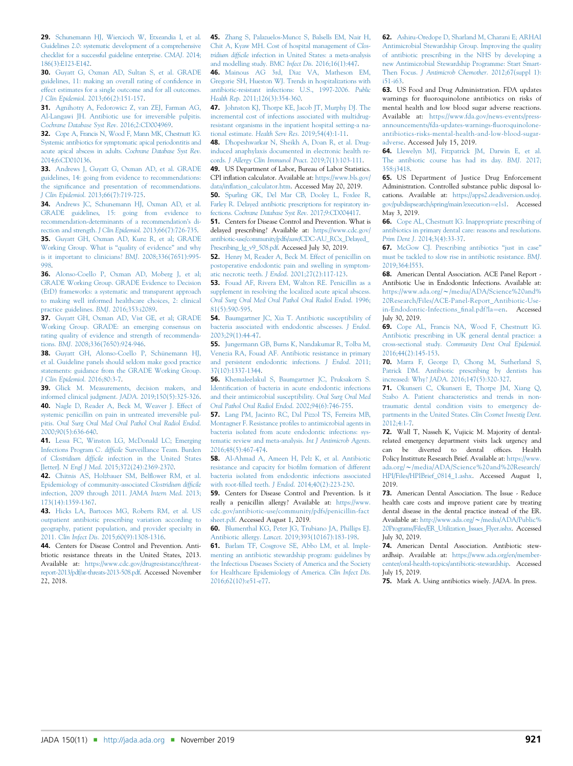29. Schunemann HJ, Wiercioch W, Etxeandia I, et al. Guidelines 2.0: systematic development of a comprehensive checklist for a successful guideline enterprise. *CMAJ*. 2014; 186(3):E123-E142.

30. Guyatt G, Oxman AD, Sultan S, et al. GRADE guidelines, 11: making an overall rating of confidence in effect estimates for a single outcome and for all outcomes. *J Clin Epidemiol*. 2013;66(2):151-157.

31. Agnihotry A, Fedorowicz Z, van ZEJ, Farman AG, Al-Langawi JH. Antibiotic use for irreversible pulpitis. *Cochrane Database Syst Rev*. 2016;2:CD004969.

32. Cope A, Francis N, Wood F, Mann MK, Chestnutt IG. Systemic antibiotics for symptomatic apical periodontitis and acute apical abscess in adults. *Cochrane Database Syst Rev*. 2014;6:CD010136.

33. Andrews J, Guyatt G, Oxman AD, et al. GRADE guidelines, 14: going from evidence to recommendations: the significance and presentation of recommendations. *J Clin Epidemiol*. 2013;66(7):719-725.

34. Andrews JC, Schunemann HJ, Oxman AD, et al. GRADE guidelines, 15: going from evidence to recommendation-determinants of a recommendation's direction and strength. *J Clin Epidemiol*. 2013;66(7):726-735.

35. Guyatt GH, Oxman AD, Kunz R, et al; GRADE Working Group. What is "quality of evidence" and why is it important to clinicians? *BMJ*. 2008;336(7651):995-998.

36. Alonso-Coello P, Oxman AD, Moberg J, et al; GRADE Working Group. GRADE Evidence to Decision (EtD) frameworks: a systematic and transparent approach to making well informed healthcare choices, 2: clinical practice guidelines. *BMJ*. 2016;353:i2089.

37. Guyatt GH, Oxman AD, Vist GE, et al; GRADE Working Group. GRADE: an emerging consensus on rating quality of evidence and strength of recommendations. *BMJ*. 2008;336(7650):924-946.

38. Guyatt GH, Alonso-Coello P, Schünemann HJ, et al. Guideline panels should seldom make good practice statements: guidance from the GRADE Working Group. *J Clin Epidemiol*. 2016;80:3-7.

39. Glick M. Measurements, decision makers, and informed clinical judgment. *JADA*. 2019;150(5):325-326.

40. Nagle D, Reader A, Beck M, Weaver J. Effect of systemic penicillin on pain in untreated irreversible pulpitis. *Oral Surg Oral Med Oral Pathol Oral Radiol Endod*. 2000;90(5):636-640.

41. Lessa FC, Winston LG, McDonald LC; Emerging Infections Program *C. difficile* Surveillance Team. Burden of *Clostridium difficile* infection in the United States [letter]. *N Engl J Med*. 2015;372(24):2369-2370.

42. Chitnis AS, Holzbauer SM, Belflower RM, et al. Epidemiology of community-associated *Clostridium difficile* infection, 2009 through 2011. *JAMA Intern Med*. 2013; 173(14):1359-1367.

43. Hicks LA, Bartoces MG, Roberts RM, et al. US outpatient antibiotic prescribing variation according to geography, patient population, and provider specialty in 2011. *Clin Infect Dis*. 2015;60(9):1308-1316.

44. Centers for Disease Control and Prevention. Antibiotic resistance threats in the United States, 2013. Available at: https://www.cdc.gov/drugresistance/threat-report-2013/pdf/ar-threats-2013-508.pdf. Accessed November 22, 2018.

45. Zhang S, Palazuelos-Munoz S, Balsells EM, Nair H, Chit A, Kyaw MH. Cost of hospital management of *Clostridium difficile* infection in United States: a meta-analysis and modelling study. *BMC Infect Dis*. 2016;16(1):447.

46. Mainous AG 3rd, Diaz VA, Matheson EM, Gregorie SH, Hueston WJ. Trends in hospitalizations with antibiotic-resistant infections: U.S., 1997-2006. *Public Health Rep*. 2011;126(3):354-360.

47. Johnston KJ, Thorpe KE, Jacob JT, Murphy DJ. The incremental cost of infections associated with multidrug-resistant organisms in the inpatient hospital setting-a national estimate. *Health Serv Res*. 2019;54(4):1-11.

48. Dhopeshwarkar N, Sheikh A, Doan R, et al. Drug-induced anaphylaxis documented in electronic health records. *J Allergy Clin Immunol Pract*. 2019;7(1):103-111.

49. US Department of Labor, Bureau of Labor Statistics. CPI inflation calculator. Available at: https://www.bls.gov/data/inflation_calculator.htm. Accessed May 20, 2019.

50. Spurling GK, Del Mar CB, Dooley L, Foxlee R, Farley R. Delayed antibiotic prescriptions for respiratory infections. *Cochrane Database Syst Rev*. 2017;9:CD004417.

51. Centers for Disease Control and Prevention. What is delayed prescribing? Available at: https://www.cdc.gov/antibiotic-use/community/pdfs/aaw/CDC-AU_RCx_Delayed_Prescribing_lg_v9_508.pdf. Accessed July 30, 2019.

52. Henry M, Reader A, Beck M. Effect of penicillin on postoperative endodontic pain and swelling in symptomatic necrotic teeth. *J Endod*. 2001;27(2):117-123.

53. Fouad AF, Rivera EM, Walton RE. Penicillin as a supplement in resolving the localized acute apical abscess. *Oral Surg Oral Med Oral Pathol Oral Radiol Endod*. 1996; 81(5):590-595.

54. Baumgartner JC, Xia T. Antibiotic susceptibility of bacteria associated with endodontic abscesses. *J Endod*. 2003;29(1):44-47.

55. Jungermann GB, Burns K, Nandakumar R, Tolba M, Venezia RA, Fouad AF. Antibiotic resistance in primary and persistent endodontic infections. *J Endod*. 2011; 37(10):1337-1344.

56. Khemaleelakul S, Baumgartner JC, Pruksakorn S. Identification of bacteria in acute endodontic infections and their antimicrobial susceptibility. *Oral Surg Oral Med Oral Pathol Oral Radiol Endod*. 2002;94(6):746-755.

57. Lang PM, Jacinto RC, Dal Pizzol TS, Ferreira MB, Montagner F. Resistance profiles to antimicrobial agents in bacteria isolated from acute endodontic infections: systematic review and meta-analysis. *Int J Antimicrob Agents*. 2016;48(5):467-474.

58. Al-Ahmad A, Ameen H, Pelz K, et al. Antibiotic resistance and capacity for biofilm formation of different bacteria isolated from endodontic infections associated with root-filled teeth. *J Endod*. 2014;40(2):223-230.

59. Centers for Disease Control and Prevention. Is it really a penicillin allergy? Available at: https://www.cdc.gov/antibiotic-use/community/pdfs/penicillin-factsheet.pdf. Accessed August 1, 2019.

60. Blumenthal KG, Peter JG, Trubiano JA, Phillips EJ. Antibiotic allergy. *Lancet*. 2019;393(10167):183-198.

61. Barlam TF, Cosgrove SE, Abbo LM, et al. Implementing an antibiotic stewardship program: guidelines by the Infectious Diseases Society of America and the Society for Healthcare Epidemiology of America. *Clin Infect Dis*. 2016;62(10):e51-e77.

62. Ashiru-Oredope D, Sharland M, Charani E; ARHAI Antimicrobial Stewardship Group. Improving the quality of antibiotic prescribing in the NHS by developing a new Antimicrobial Stewardship Programme: Start Smart-Then Focus. *J Antimicrob Chemother*. 2012;67(suppl 1): i51-i63.

63. US Food and Drug Administration. FDA updates warnings for fluoroquinolone antibiotics on risks of mental health and low blood sugar adverse reactions. Available at: https://www.fda.gov/news-events/press-announcements/fda-updates-warnings-fluoroquinolone-antibiotics-risks-mental-health-and-low-blood-sugar-adverse. Accessed July 15, 2019.

64. Llewelyn MJ, Fitzpatrick JM, Darwin E, et al. The antibiotic course has had its day. *BMJ*. 2017; 358:j3418.

65. US Department of Justice Drug Enforcement Administration. Controlled substance public disposal locations. Available at: https://apps2.deadiversion.usdoj.gov/pubdispsearch/spring/main?execution=e1s1. Accessed May 3, 2019.

66. Cope AL, Chestnutt IG. Inappropriate prescribing of antibiotics in primary dental care: reasons and resolutions. *Prim Dent J*. 2014;3(4):33-37.

67. McGow CJ. Prescribing antibiotics "just in case" must be tackled to slow rise in antibiotic resistance. *BMJ*. 2019;364:l553.

68. American Dental Association. ACE Panel Report - Antibiotic Use in Endodontic Infections. Available at: https://www.ada.org/~/media/ADA/Science%20and%20Research/Files/ACE-Panel-Report_Antibiotic-Use-in-Endodontic-Infections_final.pdf?la=en. Accessed July 30, 2019.

69. Cope AL, Francis NA, Wood F, Chestnutt IG. Antibiotic prescribing in UK general dental practice: a cross-sectional study. *Community Dent Oral Epidemiol*. 2016;44(2):145-153.

70. Marra F, George D, Chong M, Sutherland S, Patrick DM. Antibiotic prescribing by dentists has increased: Why? *JADA*. 2016;147(5):320-327.

71. Okunseri C, Okunseri E, Thorpe JM, Xiang Q, Szabo A. Patient characteristics and trends in nontraumatic dental condition visits to emergency departments in the United States. *Clin Cosmet Investig Dent*. 2012;4:1-7.

72. Wall T, Nasseh K, Vujicic M. Majority of dental-related emergency department visits lack urgency and can be diverted to dental offices. Health Policy Instittute Research Brief. Available at: https://www.ada.org/~/media/ADA/Science%20and%20Research/HPI/Files/HPIBrief_0814_1.ashx. Accessed August 1, 2019.

73. American Dental Association. The Issue - Reduce health care costs and improve patient care by treating dental disease in the dental practice instead of the ER. Available at: http://www.ada.org/~/media/ADA/Public%20Programs/Files/ER_Utilization_Issues_Flyer.ashx. Accessed July 30, 2019.

74. American Dental Association. Antibiotic stewardhsip. Available at: https://www.ada.org/en/member-center/oral-health-topics/antibiotic-stewardship. Accessed July 15, 2019.

75. Mark A. Using antibiotics wisely. *JADA*. In press.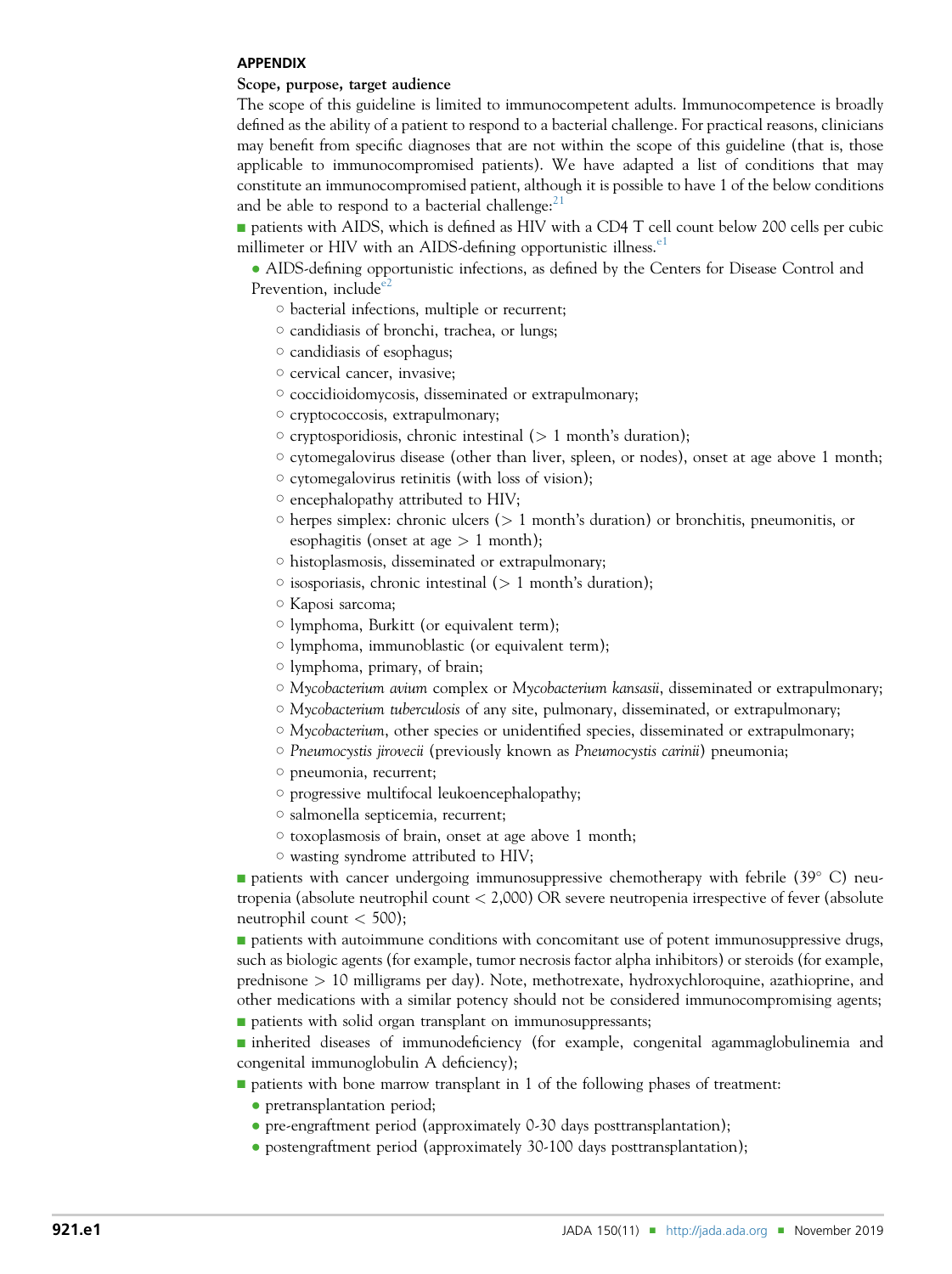## APPENDIX

### Scope, purpose, target audience

The scope of this guideline is limited to immunocompetent adults. Immunocompetence is broadly defined as the ability of a patient to respond to a bacterial challenge. For practical reasons, clinicians may benefit from specific diagnoses that are not within the scope of this guideline (that is, those applicable to immunocompromised patients). We have adapted a list of conditions that may constitute an immunocompromised patient, although it is possible to have 1 of the below conditions and be able to respond to a bacterial challenge:[21]

- patients with AIDS, which is defined as HIV with a CD4 T cell count below 200 cells per cubic millimeter or HIV with an AIDS-defining opportunistic illness.[e1]
  - AIDS-defining opportunistic infections, as defined by the Centers for Disease Control and Prevention, include[e2]
    - bacterial infections, multiple or recurrent;
    - candidiasis of bronchi, trachea, or lungs;
    - candidiasis of esophagus;
    - cervical cancer, invasive;
    - coccidioidomycosis, disseminated or extrapulmonary;
    - cryptococcosis, extrapulmonary;
    - cryptosporidiosis, chronic intestinal (> 1 month's duration);
    - cytomegalovirus disease (other than liver, spleen, or nodes), onset at age above 1 month;
    - cytomegalovirus retinitis (with loss of vision);
    - encephalopathy attributed to HIV;
    - herpes simplex: chronic ulcers (> 1 month's duration) or bronchitis, pneumonitis, or esophagitis (onset at age > 1 month);
    - histoplasmosis, disseminated or extrapulmonary;
    - isosporiasis, chronic intestinal (> 1 month's duration);
    - Kaposi sarcoma;
    - lymphoma, Burkitt (or equivalent term);
    - lymphoma, immunoblastic (or equivalent term);
    - lymphoma, primary, of brain;
    - *Mycobacterium avium* complex or *Mycobacterium kansasii*, disseminated or extrapulmonary;
    - *Mycobacterium tuberculosis* of any site, pulmonary, disseminated, or extrapulmonary;
    - *Mycobacterium*, other species or unidentified species, disseminated or extrapulmonary;
    - *Pneumocystis jirovecii* (previously known as *Pneumocystis carinii*) pneumonia;
    - pneumonia, recurrent;
    - progressive multifocal leukoencephalopathy;
    - salmonella septicemia, recurrent;
    - toxoplasmosis of brain, onset at age above 1 month;
    - wasting syndrome attributed to HIV;
- patients with cancer undergoing immunosuppressive chemotherapy with febrile (39° C) neutropenia (absolute neutrophil count < 2,000) OR severe neutropenia irrespective of fever (absolute neutrophil count < 500);
- patients with autoimmune conditions with concomitant use of potent immunosuppressive drugs, such as biologic agents (for example, tumor necrosis factor alpha inhibitors) or steroids (for example, prednisone > 10 milligrams per day). Note, methotrexate, hydroxychloroquine, azathioprine, and other medications with a similar potency should not be considered immunocompromising agents;
- patients with solid organ transplant on immunosuppressants;
- inherited diseases of immunodeficiency (for example, congenital agammaglobulinemia and congenital immunoglobulin A deficiency);
- patients with bone marrow transplant in 1 of the following phases of treatment:
  - pretransplantation period;
  - pre-engraftment period (approximately 0-30 days posttransplantation);
  - postengraftment period (approximately 30-100 days posttransplantation);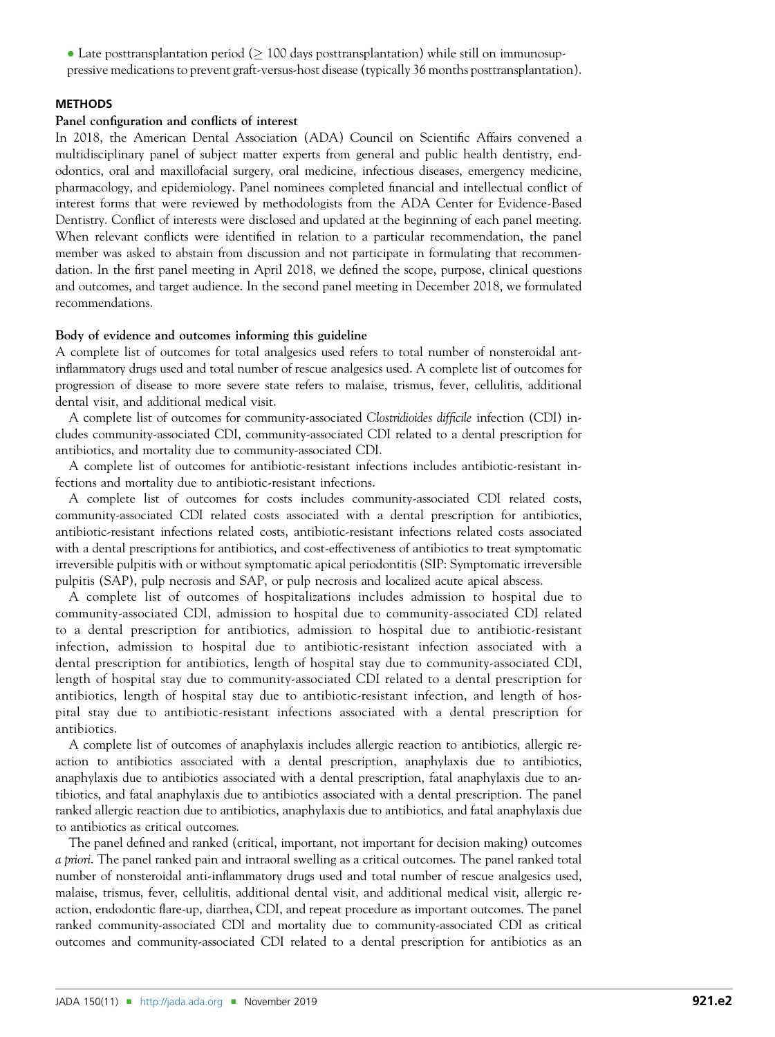- Late posttransplantation period (≥ 100 days posttransplantation) while still on immunosuppressive medications to prevent graft-versus-host disease (typically 36 months posttransplantation).

## METHODS

### Panel configuration and conflicts of interest

In 2018, the American Dental Association (ADA) Council on Scientific Affairs convened a multidisciplinary panel of subject matter experts from general and public health dentistry, endodontics, oral and maxillofacial surgery, oral medicine, infectious diseases, emergency medicine, pharmacology, and epidemiology. Panel nominees completed financial and intellectual conflict of interest forms that were reviewed by methodologists from the ADA Center for Evidence-Based Dentistry. Conflict of interests were disclosed and updated at the beginning of each panel meeting. When relevant conflicts were identified in relation to a particular recommendation, the panel member was asked to abstain from discussion and not participate in formulating that recommendation. In the first panel meeting in April 2018, we defined the scope, purpose, clinical questions and outcomes, and target audience. In the second panel meeting in December 2018, we formulated recommendations.

### Body of evidence and outcomes informing this guideline

A complete list of outcomes for total analgesics used refers to total number of nonsteroidal antinflammatory drugs used and total number of rescue analgesics used. A complete list of outcomes for progression of disease to more severe state refers to malaise, trismus, fever, cellulitis, additional dental visit, and additional medical visit.

A complete list of outcomes for community-associated *Clostridioides difficile* infection (CDI) includes community-associated CDI, community-associated CDI related to a dental prescription for antibiotics, and mortality due to community-associated CDI.

A complete list of outcomes for antibiotic-resistant infections includes antibiotic-resistant infections and mortality due to antibiotic-resistant infections.

A complete list of outcomes for costs includes community-associated CDI related costs, community-associated CDI related costs associated with a dental prescription for antibiotics, antibiotic-resistant infections related costs, antibiotic-resistant infections related costs associated with a dental prescriptions for antibiotics, and cost-effectiveness of antibiotics to treat symptomatic irreversible pulpitis with or without symptomatic apical periodontitis (SIP: Symptomatic irreversible pulpitis (SAP), pulp necrosis and SAP, or pulp necrosis and localized acute apical abscess.

A complete list of outcomes of hospitalizations includes admission to hospital due to community-associated CDI, admission to hospital due to community-associated CDI related to a dental prescription for antibiotics, admission to hospital due to antibiotic-resistant infection, admission to hospital due to antibiotic-resistant infection associated with a dental prescription for antibiotics, length of hospital stay due to community-associated CDI, length of hospital stay due to community-associated CDI related to a dental prescription for antibiotics, length of hospital stay due to antibiotic-resistant infection, and length of hospital stay due to antibiotic-resistant infections associated with a dental prescription for antibiotics.

A complete list of outcomes of anaphylaxis includes allergic reaction to antibiotics, allergic reaction to antibiotics associated with a dental prescription, anaphylaxis due to antibiotics, anaphylaxis due to antibiotics associated with a dental prescription, fatal anaphylaxis due to antibiotics, and fatal anaphylaxis due to antibiotics associated with a dental prescription. The panel ranked allergic reaction due to antibiotics, anaphylaxis due to antibiotics, and fatal anaphylaxis due to antibiotics as critical outcomes.

The panel defined and ranked (critical, important, not important for decision making) outcomes *a priori*. The panel ranked pain and intraoral swelling as a critical outcomes. The panel ranked total number of nonsteroidal anti-inflammatory drugs used and total number of rescue analgesics used, malaise, trismus, fever, cellulitis, additional dental visit, and additional medical visit, allergic reaction, endodontic flare-up, diarrhea, CDI, and repeat procedure as important outcomes. The panel ranked community-associated CDI and mortality due to community-associated CDI as critical outcomes and community-associated CDI related to a dental prescription for antibiotics as an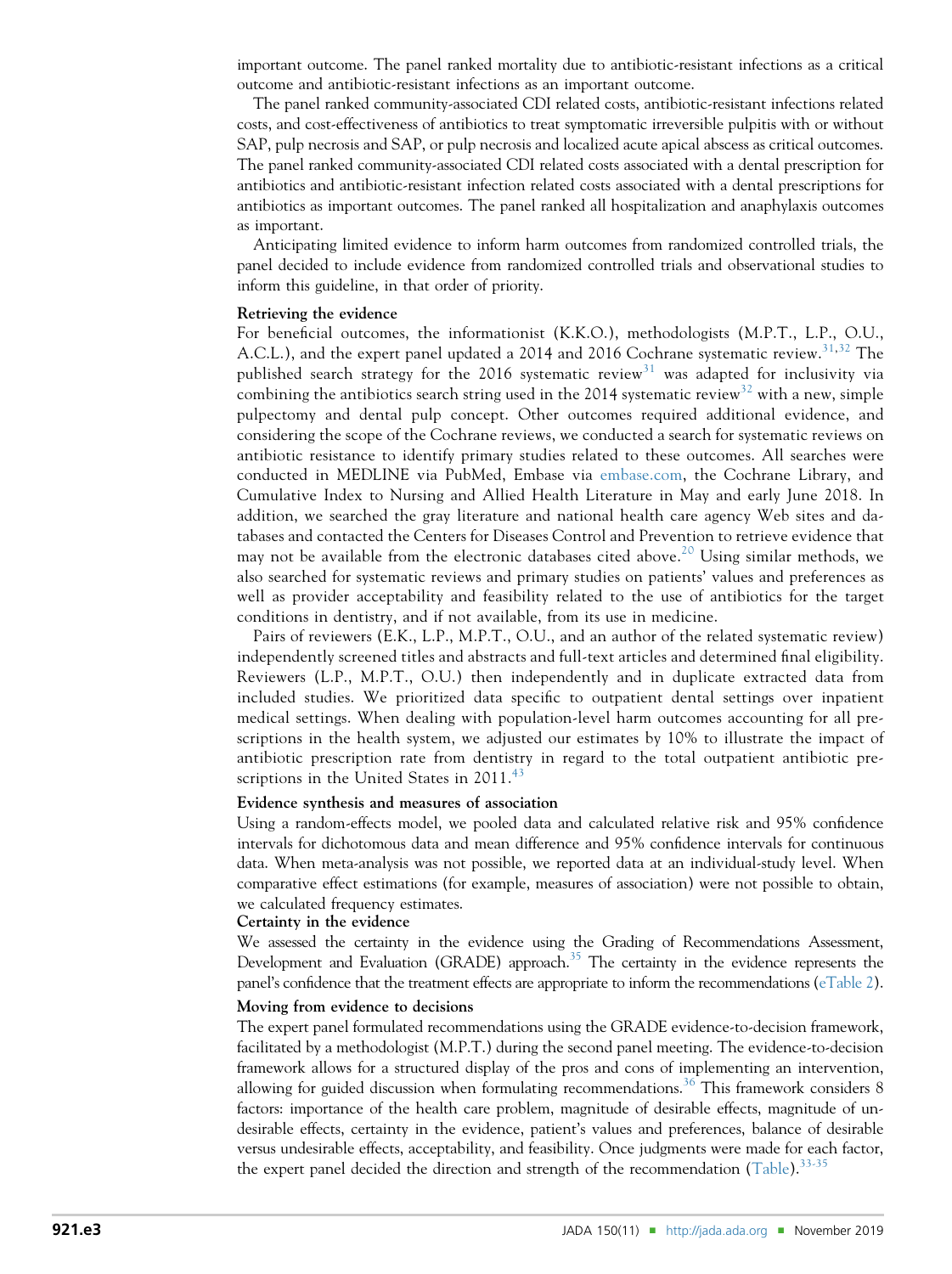important outcome. The panel ranked mortality due to antibiotic-resistant infections as a critical outcome and antibiotic-resistant infections as an important outcome.

The panel ranked community-associated CDI related costs, antibiotic-resistant infections related costs, and cost-effectiveness of antibiotics to treat symptomatic irreversible pulpitis with or without SAP, pulp necrosis and SAP, or pulp necrosis and localized acute apical abscess as critical outcomes. The panel ranked community-associated CDI related costs associated with a dental prescription for antibiotics and antibiotic-resistant infection related costs associated with a dental prescriptions for antibiotics as important outcomes. The panel ranked all hospitalization and anaphylaxis outcomes as important.

Anticipating limited evidence to inform harm outcomes from randomized controlled trials, the panel decided to include evidence from randomized controlled trials and observational studies to inform this guideline, in that order of priority.

### Retrieving the evidence

For beneficial outcomes, the informationist (K.K.O.), methodologists (M.P.T., L.P., O.U., A.C.L.), and the expert panel updated a 2014 and 2016 Cochrane systematic review.[31,32] The published search strategy for the 2016 systematic review[31] was adapted for inclusivity via combining the antibiotics search string used in the 2014 systematic review[32] with a new, simple pulpectomy and dental pulp concept. Other outcomes required additional evidence, and considering the scope of the Cochrane reviews, we conducted a search for systematic reviews on antibiotic resistance to identify primary studies related to these outcomes. All searches were conducted in MEDLINE via PubMed, Embase via embase.com, the Cochrane Library, and Cumulative Index to Nursing and Allied Health Literature in May and early June 2018. In addition, we searched the gray literature and national health care agency Web sites and databases and contacted the Centers for Diseases Control and Prevention to retrieve evidence that may not be available from the electronic databases cited above.[20] Using similar methods, we also searched for systematic reviews and primary studies on patients' values and preferences as well as provider acceptability and feasibility related to the use of antibiotics for the target conditions in dentistry, and if not available, from its use in medicine.

Pairs of reviewers (E.K., L.P., M.P.T., O.U., and an author of the related systematic review) independently screened titles and abstracts and full-text articles and determined final eligibility. Reviewers (L.P., M.P.T., O.U.) then independently and in duplicate extracted data from included studies. We prioritized data specific to outpatient dental settings over inpatient medical settings. When dealing with population-level harm outcomes accounting for all prescriptions in the health system, we adjusted our estimates by 10% to illustrate the impact of antibiotic prescription rate from dentistry in regard to the total outpatient antibiotic prescriptions in the United States in 2011.[43]

### Evidence synthesis and measures of association

Using a random-effects model, we pooled data and calculated relative risk and 95% confidence intervals for dichotomous data and mean difference and 95% confidence intervals for continuous data. When meta-analysis was not possible, we reported data at an individual-study level. When comparative effect estimations (for example, measures of association) were not possible to obtain, we calculated frequency estimates.

### Certainty in the evidence

We assessed the certainty in the evidence using the Grading of Recommendations Assessment, Development and Evaluation (GRADE) approach.[35] The certainty in the evidence represents the panel's confidence that the treatment effects are appropriate to inform the recommendations (eTable 2).

### Moving from evidence to decisions

The expert panel formulated recommendations using the GRADE evidence-to-decision framework, facilitated by a methodologist (M.P.T.) during the second panel meeting. The evidence-to-decision framework allows for a structured display of the pros and cons of implementing an intervention, allowing for guided discussion when formulating recommendations.[36] This framework considers 8 factors: importance of the health care problem, magnitude of desirable effects, magnitude of undesirable effects, certainty in the evidence, patient's values and preferences, balance of desirable versus undesirable effects, acceptability, and feasibility. Once judgments were made for each factor, the expert panel decided the direction and strength of the recommendation (Table).[33-35]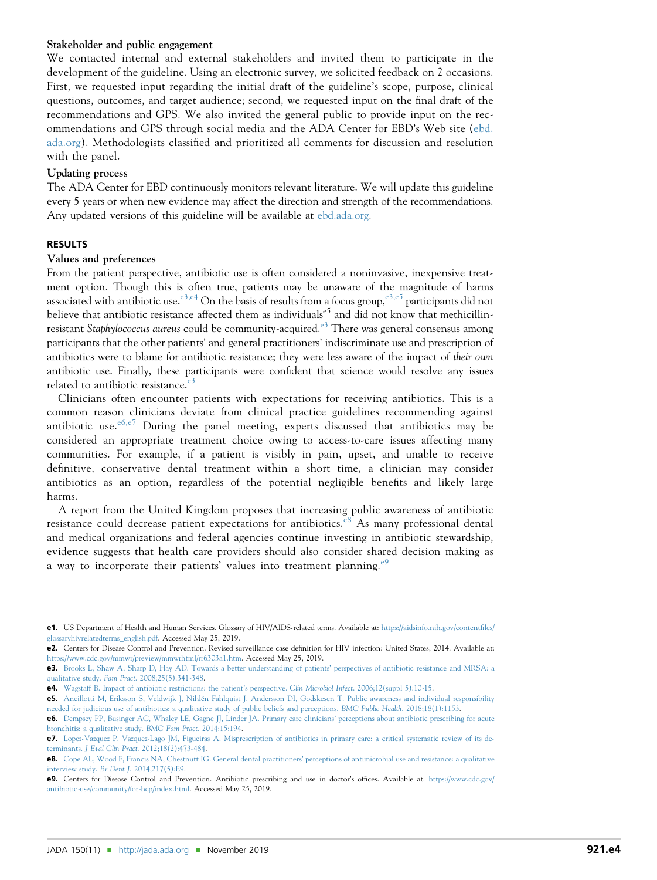### Stakeholder and public engagement

We contacted internal and external stakeholders and invited them to participate in the development of the guideline. Using an electronic survey, we solicited feedback on 2 occasions. First, we requested input regarding the initial draft of the guideline's scope, purpose, clinical questions, outcomes, and target audience; second, we requested input on the final draft of the recommendations and GPS. We also invited the general public to provide input on the recommendations and GPS through social media and the ADA Center for EBD's Web site (ebd.ada.org). Methodologists classified and prioritized all comments for discussion and resolution with the panel.

### Updating process

The ADA Center for EBD continuously monitors relevant literature. We will update this guideline every 5 years or when new evidence may affect the direction and strength of the recommendations. Any updated versions of this guideline will be available at ebd.ada.org.

## RESULTS

### Values and preferences

From the patient perspective, antibiotic use is often considered a noninvasive, inexpensive treatment option. Though this is often true, patients may be unaware of the magnitude of harms associated with antibiotic use.[e3,e4] On the basis of results from a focus group,[e3,e5] participants did not believe that antibiotic resistance affected them as individuals[e5] and did not know that methicillin-resistant *Staphylococcus aureus* could be community-acquired.[e3] There was general consensus among participants that the other patients' and general practitioners' indiscriminate use and prescription of antibiotics were to blame for antibiotic resistance; they were less aware of the impact of *their own* antibiotic use. Finally, these participants were confident that science would resolve any issues related to antibiotic resistance.[e3]

Clinicians often encounter patients with expectations for receiving antibiotics. This is a common reason clinicians deviate from clinical practice guidelines recommending against antibiotic use.[e6,e7] During the panel meeting, experts discussed that antibiotics may be considered an appropriate treatment choice owing to access-to-care issues affecting many communities. For example, if a patient is visibly in pain, upset, and unable to receive definitive, conservative dental treatment within a short time, a clinician may consider antibiotics as an option, regardless of the potential negligible benefits and likely large harms.

A report from the United Kingdom proposes that increasing public awareness of antibiotic resistance could decrease patient expectations for antibiotics.[e8] As many professional dental and medical organizations and federal agencies continue investing in antibiotic stewardship, evidence suggests that health care providers should also consider shared decision making as a way to incorporate their patients' values into treatment planning.[e9]

---

**e1.** US Department of Health and Human Services. Glossary of HIV/AIDS-related terms. Available at: https://aidsinfo.nih.gov/contentfiles/glossaryhivrelatedterms_english.pdf. Accessed May 25, 2019.

**e2.** Centers for Disease Control and Prevention. Revised surveillance case definition for HIV infection: United States, 2014. Available at: https://www.cdc.gov/mmwr/preview/mmwrhtml/rr6303a1.htm. Accessed May 25, 2019.

**e3.** Brooks L, Shaw A, Sharp D, Hay AD. Towards a better understanding of patients' perspectives of antibiotic resistance and MRSA: a qualitative study. *Fam Pract.* 2008;25(5):341-348.

**e4.** Wagstaff B. Impact of antibiotic restrictions: the patient's perspective. *Clin Microbiol Infect.* 2006;12(suppl 5):10-15.

**e5.** Ancillotti M, Eriksson S, Veldwijk J, Nihlén Fahlquist J, Andersson DI, Godskesen T. Public awareness and individual responsibility needed for judicious use of antibiotics: a qualitative study of public beliefs and perceptions. *BMC Public Health.* 2018;18(1):1153.

**e6.** Dempsey PP, Businger AC, Whaley LE, Gagne JJ, Linder JA. Primary care clinicians' perceptions about antibiotic prescribing for acute bronchitis: a qualitative study. *BMC Fam Pract.* 2014;15:194.

**e7.** Lopez-Vazquez P, Vazquez-Lago JM, Figueiras A. Misprescription of antibiotics in primary care: a critical systematic review of its determinants. *J Eval Clin Pract.* 2012;18(2):473-484.

**e8.** Cope AL, Wood F, Francis NA, Chestnutt IG. General dental practitioners' perceptions of antimicrobial use and resistance: a qualitative interview study. *Br Dent J.* 2014;217(5):E9.

**e9.** Centers for Disease Control and Prevention. Antibiotic prescribing and use in doctor's offices. Available at: https://www.cdc.gov/antibiotic-use/community/for-hcp/index.html. Accessed May 25, 2019.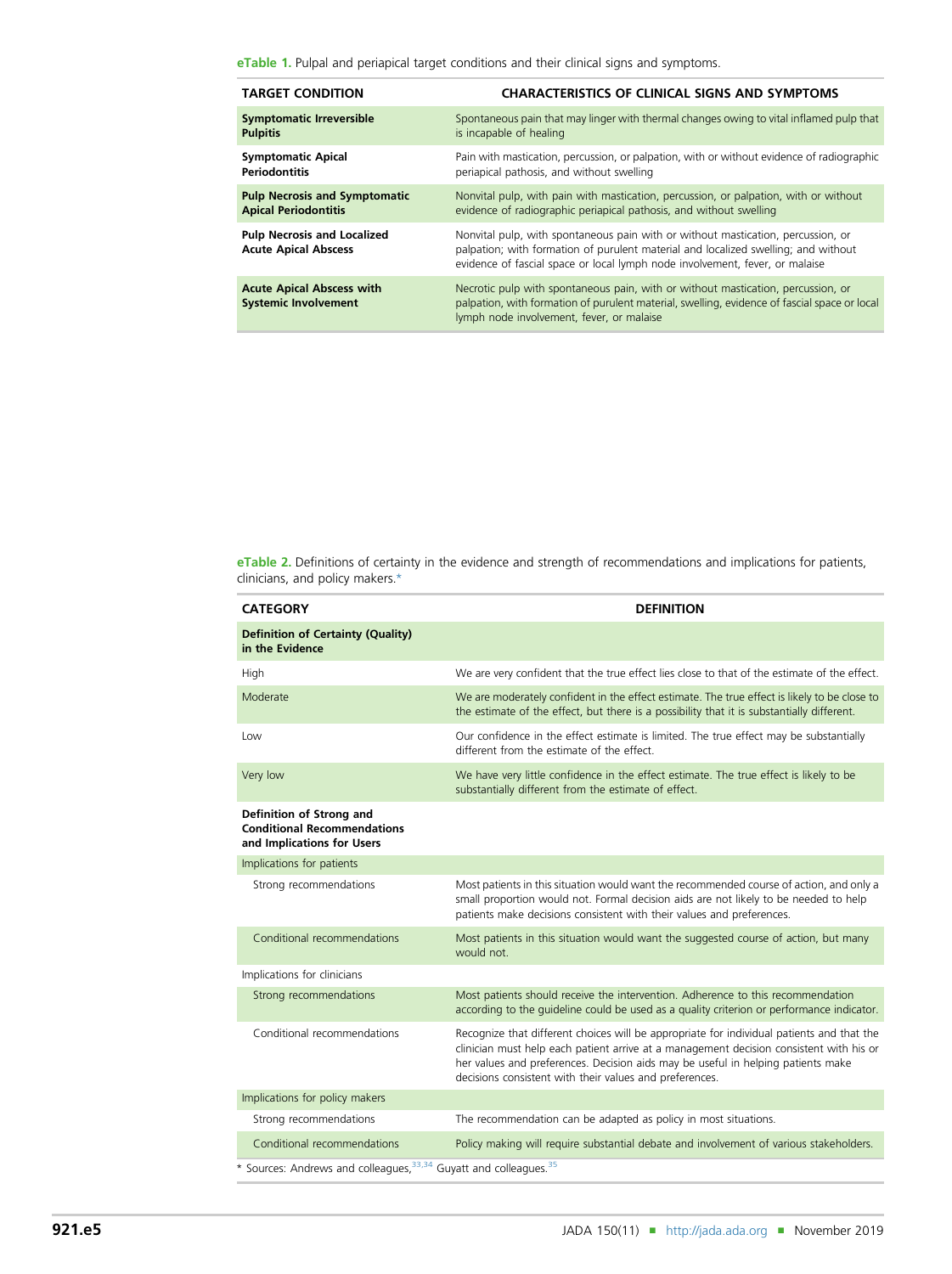**eTable 1.** Pulpal and periapical target conditions and their clinical signs and symptoms.

| TARGET CONDITION | CHARACTERISTICS OF CLINICAL SIGNS AND SYMPTOMS |
|---|---|
| **Symptomatic Irreversible Pulpitis** | Spontaneous pain that may linger with thermal changes owing to vital inflamed pulp that is incapable of healing |
| **Symptomatic Apical Periodontitis** | Pain with mastication, percussion, or palpation, with or without evidence of radiographic periapical pathosis, and without swelling |
| **Pulp Necrosis and Symptomatic Apical Periodontitis** | Nonvital pulp, with pain with mastication, percussion, or palpation, with or without evidence of radiographic periapical pathosis, and without swelling |
| **Pulp Necrosis and Localized Acute Apical Abscess** | Nonvital pulp, with spontaneous pain with or without mastication, percussion, or palpation; with formation of purulent material and localized swelling; and without evidence of fascial space or local lymph node involvement, fever, or malaise |
| **Acute Apical Abscess with Systemic Involvement** | Necrotic pulp with spontaneous pain, with or without mastication, percussion, or palpation, with formation of purulent material, swelling, evidence of fascial space or local lymph node involvement, fever, or malaise |

**eTable 2.** Definitions of certainty in the evidence and strength of recommendations and implications for patients, clinicians, and policy makers.*

| CATEGORY | DEFINITION |
|---|---|
| **Definition of Certainty (Quality) in the Evidence** | |
| High | We are very confident that the true effect lies close to that of the estimate of the effect. |
| Moderate | We are moderately confident in the effect estimate. The true effect is likely to be close to the estimate of the effect, but there is a possibility that it is substantially different. |
| Low | Our confidence in the effect estimate is limited. The true effect may be substantially different from the estimate of the effect. |
| Very low | We have very little confidence in the effect estimate. The true effect is likely to be substantially different from the estimate of effect. |
| **Definition of Strong and Conditional Recommendations and Implications for Users** | |
| Implications for patients | |
| Strong recommendations | Most patients in this situation would want the recommended course of action, and only a small proportion would not. Formal decision aids are not likely to be needed to help patients make decisions consistent with their values and preferences. |
| Conditional recommendations | Most patients in this situation would want the suggested course of action, but many would not. |
| Implications for clinicians | |
| Strong recommendations | Most patients should receive the intervention. Adherence to this recommendation according to the guideline could be used as a quality criterion or performance indicator. |
| Conditional recommendations | Recognize that different choices will be appropriate for individual patients and that the clinician must help each patient arrive at a management decision consistent with his or her values and preferences. Decision aids may be useful in helping patients make decisions consistent with their values and preferences. |
| Implications for policy makers | |
| Strong recommendations | The recommendation can be adapted as policy in most situations. |
| Conditional recommendations | Policy making will require substantial debate and involvement of various stakeholders. |

\* Sources: Andrews and colleagues,[33,34] Guyatt and colleagues.[35]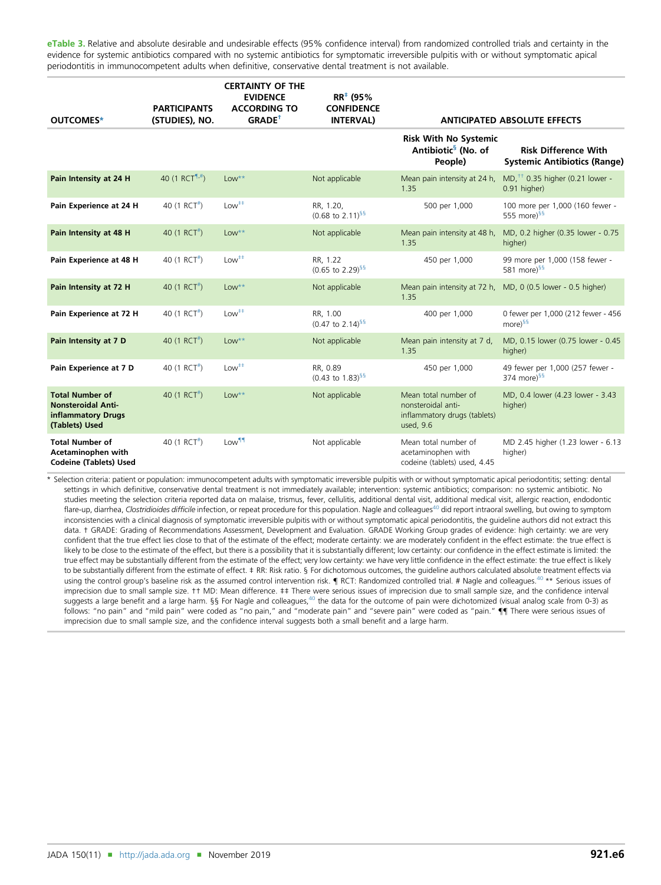**eTable 3.** Relative and absolute desirable and undesirable effects (95% confidence interval) from randomized controlled trials and certainty in the evidence for systemic antibiotics compared with no systemic antibiotics for symptomatic irreversible pulpitis with or without symptomatic apical periodontitis in immunocompetent adults when definitive, conservative dental treatment is not available.

| OUTCOMES* | PARTICIPANTS (STUDIES), NO. | CERTAINTY OF THE EVIDENCE ACCORDING TO GRADE† | RR‡ (95% CONFIDENCE INTERVAL) | ANTICIPATED ABSOLUTE EFFECTS | |
|---|---|---|---|---|---|
| | | | | Risk With No Systemic Antibiotic§ (No. of People) | Risk Difference With Systemic Antibiotics (Range) |
| **Pain Intensity at 24 H** | 40 (1 RCT¶,#) | Low** | Not applicable | Mean pain intensity at 24 h, 1.35 | MD,†† 0.35 higher (0.21 lower - 0.91 higher) |
| **Pain Experience at 24 H** | 40 (1 RCT#) | Low‡‡ | RR, 1.20, (0.68 to 2.11)§§ | 500 per 1,000 | 100 more per 1,000 (160 fewer - 555 more)§§ |
| **Pain Intensity at 48 H** | 40 (1 RCT#) | Low** | Not applicable | Mean pain intensity at 48 h, 1.35 | MD, 0.2 higher (0.35 lower - 0.75 higher) |
| **Pain Experience at 48 H** | 40 (1 RCT#) | Low‡‡ | RR, 1.22 (0.65 to 2.29)§§ | 450 per 1,000 | 99 more per 1,000 (158 fewer - 581 more)§§ |
| **Pain Intensity at 72 H** | 40 (1 RCT#) | Low** | Not applicable | Mean pain intensity at 72 h, 1.35 | MD, 0 (0.5 lower - 0.5 higher) |
| **Pain Experience at 72 H** | 40 (1 RCT#) | Low‡‡ | RR, 1.00 (0.47 to 2.14)§§ | 400 per 1,000 | 0 fewer per 1,000 (212 fewer - 456 more)§§ |
| **Pain Intensity at 7 D** | 40 (1 RCT#) | Low** | Not applicable | Mean pain intensity at 7 d, 1.35 | MD, 0.15 lower (0.75 lower - 0.45 higher) |
| **Pain Experience at 7 D** | 40 (1 RCT#) | Low‡‡ | RR, 0.89 (0.43 to 1.83)§§ | 450 per 1,000 | 49 fewer per 1,000 (257 fewer - 374 more)§§ |
| **Total Number of Nonsteroidal Anti-inflammatory Drugs (Tablets) Used** | 40 (1 RCT#) | Low** | Not applicable | Mean total number of nonsteroidal anti-inflammatory drugs (tablets) used, 9.6 | MD, 0.4 lower (4.23 lower - 3.43 higher) |
| **Total Number of Acetaminophen with Codeine (Tablets) Used** | 40 (1 RCT#) | Low¶¶ | Not applicable | Mean total number of acetaminophen with codeine (tablets) used, 4.45 | MD 2.45 higher (1.23 lower - 6.13 higher) |

\* Selection criteria: patient or population: immunocompetent adults with symptomatic irreversible pulpitis with or without symptomatic apical periodontitis; setting: dental settings in which definitive, conservative dental treatment is not immediately available; intervention: systemic antibiotics; comparison: no systemic antibiotic. No studies meeting the selection criteria reported data on malaise, trismus, fever, cellulitis, additional dental visit, additional medical visit, allergic reaction, endodontic flare-up, diarrhea, *Clostridioides difficile* infection, or repeat procedure for this population. Nagle and colleagues[40] did report intraoral swelling, but owing to symptom inconsistencies with a clinical diagnosis of symptomatic irreversible pulpitis with or without symptomatic apical periodontitis, the guideline authors did not extract this data. † GRADE: Grading of Recommendations Assessment, Development and Evaluation. GRADE Working Group grades of evidence: high certainty: we are very confident that the true effect lies close to that of the estimate of the effect; moderate certainty: we are moderately confident in the effect estimate: the true effect is likely to be close to the estimate of the effect, but there is a possibility that it is substantially different; low certainty: our confidence in the effect estimate is limited: the true effect may be substantially different from the estimate of the effect; very low certainty: we have very little confidence in the effect estimate: the true effect is likely to be substantially different from the estimate of effect. ‡ RR: Risk ratio. § For dichotomous outcomes, the guideline authors calculated absolute treatment effects via using the control group's baseline risk as the assumed control intervention risk. ¶ RCT: Randomized controlled trial. # Nagle and colleagues.[40] ** Serious issues of imprecision due to small sample size. †† MD: Mean difference. ‡‡ There were serious issues of imprecision due to small sample size, and the confidence interval suggests a large benefit and a large harm. §§ For Nagle and colleagues,[40] the data for the outcome of pain were dichotomized (visual analog scale from 0-3) as follows: "no pain" and "mild pain" were coded as "no pain," and "moderate pain" and "severe pain" were coded as "pain." ¶¶ There were serious issues of imprecision due to small sample size, and the confidence interval suggests both a small benefit and a large harm.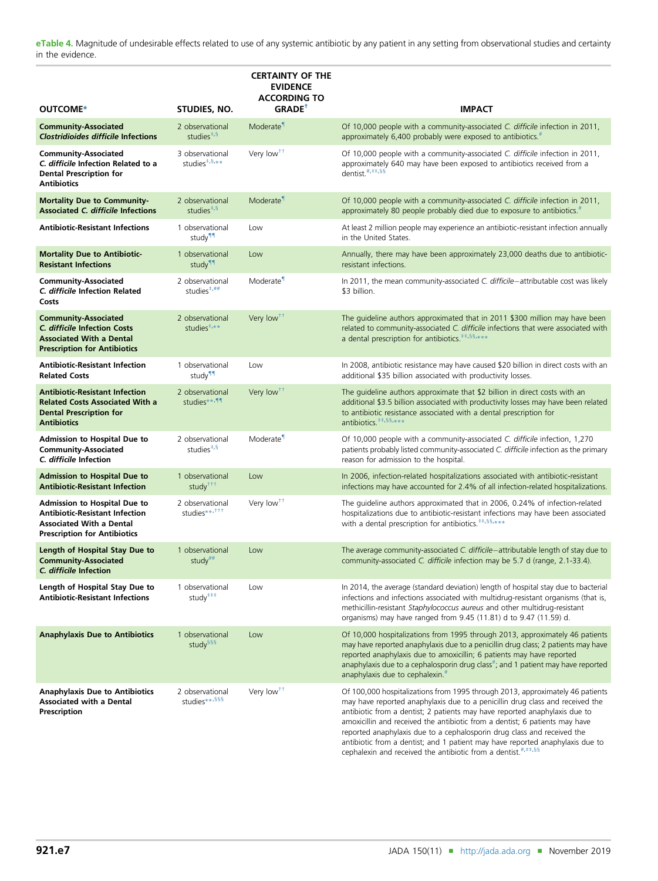**eTable 4.** Magnitude of undesirable effects related to use of any systemic antibiotic by any patient in any setting from observational studies and certainty in the evidence.

| OUTCOME* | STUDIES, NO. | CERTAINTY OF THE EVIDENCE ACCORDING TO GRADE[†] | IMPACT |
|---|---|---|---|
| **Community-Associated *Clostridioides difficile* Infections** | 2 observational studies[‡,§] | Moderate[¶] | Of 10,000 people with a community-associated *C. difficile* infection in 2011, approximately 6,400 probably were exposed to antibiotics.[#] |
| **Community-Associated *C. difficile* Infection Related to a Dental Prescription for Antibiotics** | 3 observational studies[‡,§,**] | Very low[††] | Of 10,000 people with a community-associated *C. difficile* infection in 2011, approximately 640 may have been exposed to antibiotics received from a dentist.[#,‡‡,§§] |
| **Mortality Due to Community-Associated *C. difficile* Infections** | 2 observational studies[‡,§] | Moderate[¶] | Of 10,000 people with a community-associated *C. difficile* infection in 2011, approximately 80 people probably died due to exposure to antibiotics.[#] |
| **Antibiotic-Resistant Infections** | 1 observational study[¶¶] | Low | At least 2 million people may experience an antibiotic-resistant infection annually in the United States. |
| **Mortality Due to Antibiotic-Resistant Infections** | 1 observational study[¶¶] | Low | Annually, there may have been approximately 23,000 deaths due to antibiotic-resistant infections. |
| **Community-Associated *C. difficile* Infection Related Costs** | 2 observational studies[‡,##] | Moderate[¶] | In 2011, the mean community-associated *C. difficile*–attributable cost was likely $3 billion. |
| **Community-Associated *C. difficile* Infection Costs Associated With a Dental Prescription for Antibiotics** | 2 observational studies[‡,**] | Very low[††] | The guideline authors approximated that in 2011 $300 million may have been related to community-associated *C. difficile* infections that were associated with a dental prescription for antibiotics.[‡‡,§§,***] |
| **Antibiotic-Resistant Infection Related Costs** | 1 observational study[¶¶] | Low | In 2008, antibiotic resistance may have caused $20 billion in direct costs with an additional $35 billion associated with productivity losses. |
| **Antibiotic-Resistant Infection Related Costs Associated With a Dental Prescription for Antibiotics** | 2 observational studies[**,¶¶] | Very low[††] | The guideline authors approximate that $2 billion in direct costs with an additional $3.5 billion associated with productivity losses may have been related to antibiotic resistance associated with a dental prescription for antibiotics.[‡‡,§§,***] |
| **Admission to Hospital Due to Community-Associated *C. difficile* Infection** | 2 observational studies[‡,§] | Moderate[¶] | Of 10,000 people with a community-associated *C. difficile* infection, 1,270 patients probably listed community-associated *C. difficile* infection as the primary reason for admission to the hospital. |
| **Admission to Hospital Due to Antibiotic-Resistant Infection** | 1 observational study[†††] | Low | In 2006, infection-related hospitalizations associated with antibiotic-resistant infections may have accounted for 2.4% of all infection-related hospitalizations. |
| **Admission to Hospital Due to Antibiotic-Resistant Infection Associated With a Dental Prescription for Antibiotics** | 2 observational studies[**,†††] | Very low[††] | The guideline authors approximated that in 2006, 0.24% of infection-related hospitalizations due to antibiotic-resistant infections may have been associated with a dental prescription for antibiotics.[‡‡,§§,***] |
| **Length of Hospital Stay Due to Community-Associated *C. difficile* Infection** | 1 observational study[##] | Low | The average community-associated *C. difficile*–attributable length of stay due to community-associated *C. difficile* infection may be 5.7 d (range, 2.1-33.4). |
| **Length of Hospital Stay Due to Antibiotic-Resistant Infections** | 1 observational study[‡‡‡] | Low | In 2014, the average (standard deviation) length of hospital stay due to bacterial infections and infections associated with multidrug-resistant organisms (that is, methicillin-resistant *Staphylococcus aureus* and other multidrug-resistant organisms) may have ranged from 9.45 (11.81) d to 9.47 (11.59) d. |
| **Anaphylaxis Due to Antibiotics** | 1 observational study[§§§] | Low | Of 10,000 hospitalizations from 1995 through 2013, approximately 46 patients may have reported anaphylaxis due to a penicillin drug class; 2 patients may have reported anaphylaxis due to amoxicillin; 6 patients may have reported anaphylaxis due to a cephalosporin drug class[#]; and 1 patient may have reported anaphylaxis due to cephalexin.[#] |
| **Anaphylaxis Due to Antibiotics Associated with a Dental Prescription** | 2 observational studies[**,§§§] | Very low[††] | Of 100,000 hospitalizations from 1995 through 2013, approximately 46 patients may have reported anaphylaxis due to a penicillin drug class and received the antibiotic from a dentist; 2 patients may have reported anaphylaxis due to amoxicillin and received the antibiotic from a dentist; 6 patients may have reported anaphylaxis due to a cephalosporin drug class and received the antibiotic from a dentist; and 1 patient may have reported anaphylaxis due to cephalexin and received the antibiotic from a dentist.[#,‡‡,§§] |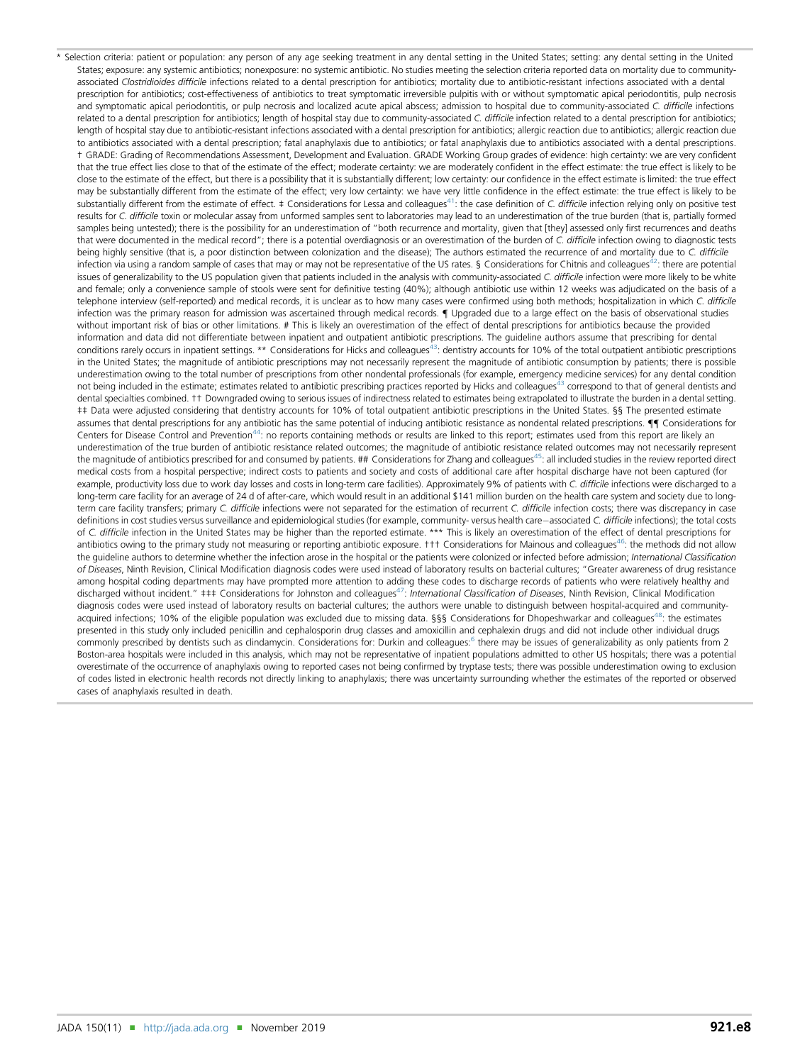\* Selection criteria: patient or population: any person of any age seeking treatment in any dental setting in the United States; setting: any dental setting in the United States; exposure: any systemic antibiotics; nonexposure: no systemic antibiotic. No studies meeting the selection criteria reported data on mortality due to community-associated *Clostridioides difficile* infections related to a dental prescription for antibiotics; mortality due to antibiotic-resistant infections associated with a dental prescription for antibiotics; cost-effectiveness of antibiotics to treat symptomatic irreversible pulpitis with or without symptomatic apical periodontitis, pulp necrosis and symptomatic apical periodontitis, or pulp necrosis and localized acute apical abscess; admission to hospital due to community-associated *C. difficile* infections related to a dental prescription for antibiotics; length of hospital stay due to community-associated *C. difficile* infection related to a dental prescription for antibiotics; length of hospital stay due to antibiotic-resistant infections associated with a dental prescription for antibiotics; allergic reaction due to antibiotics; allergic reaction due to antibiotics associated with a dental prescription; fatal anaphylaxis due to antibiotics; or fatal anaphylaxis due to antibiotics associated with a dental prescriptions. † GRADE: Grading of Recommendations Assessment, Development and Evaluation. GRADE Working Group grades of evidence: high certainty: we are very confident that the true effect lies close to that of the estimate of the effect; moderate certainty: we are moderately confident in the effect estimate: the true effect is likely to be close to the estimate of the effect, but there is a possibility that it is substantially different; low certainty: our confidence in the effect estimate is limited: the true effect may be substantially different from the estimate of the effect; very low certainty: we have very little confidence in the effect estimate: the true effect is likely to be substantially different from the estimate of effect. ‡ Considerations for Lessa and colleagues[41]: the case definition of *C. difficile* infection relying only on positive test results for *C. difficile* toxin or molecular assay from unformed samples sent to laboratories may lead to an underestimation of the true burden (that is, partially formed samples being untested); there is the possibility for an underestimation of "both recurrence and mortality, given that [they] assessed only first recurrences and deaths that were documented in the medical record"; there is a potential overdiagnosis or an overestimation of the burden of *C. difficile* infection owing to diagnostic tests being highly sensitive (that is, a poor distinction between colonization and the disease); The authors estimated the recurrence of and mortality due to *C. difficile* infection via using a random sample of cases that may or may not be representative of the US rates. § Considerations for Chitnis and colleagues[42]: there are potential issues of generalizability to the US population given that patients included in the analysis with community-associated *C. difficile* infection were more likely to be white and female; only a convenience sample of stools were sent for definitive testing (40%); although antibiotic use within 12 weeks was adjudicated on the basis of a telephone interview (self-reported) and medical records, it is unclear as to how many cases were confirmed using both methods; hospitalization in which *C. difficile* infection was the primary reason for admission was ascertained through medical records. ¶ Upgraded due to a large effect on the basis of observational studies without important risk of bias or other limitations. # This is likely an overestimation of the effect of dental prescriptions for antibiotics because the provided information and data did not differentiate between inpatient and outpatient antibiotic prescriptions. The guideline authors assume that prescribing for dental conditions rarely occurs in inpatient settings. \*\* Considerations for Hicks and colleagues[43]: dentistry accounts for 10% of the total outpatient antibiotic prescriptions in the United States; the magnitude of antibiotic prescriptions may not necessarily represent the magnitude of antibiotic consumption by patients; there is possible underestimation owing to the total number of prescriptions from other nondental professionals (for example, emergency medicine services) for any dental condition not being included in the estimate; estimates related to antibiotic prescribing practices reported by Hicks and colleagues[43] correspond to that of general dentists and dental specialties combined. †† Downgraded owing to serious issues of indirectness related to estimates being extrapolated to illustrate the burden in a dental setting. ‡‡ Data were adjusted considering that dentistry accounts for 10% of total outpatient antibiotic prescriptions in the United States. §§ The presented estimate assumes that dental prescriptions for any antibiotic has the same potential of inducing antibiotic resistance as nondental related prescriptions. ¶¶ Considerations for Centers for Disease Control and Prevention[44]: no reports containing methods or results are linked to this report; estimates used from this report are likely an underestimation of the true burden of antibiotic resistance related outcomes; the magnitude of antibiotic resistance related outcomes may not necessarily represent the magnitude of antibiotics prescribed for and consumed by patients. ## Considerations for Zhang and colleagues[45]: all included studies in the review reported direct medical costs from a hospital perspective; indirect costs to patients and society and costs of additional care after hospital discharge have not been captured (for example, productivity loss due to work day losses and costs in long-term care facilities). Approximately 9% of patients with *C. difficile* infections were discharged to a long-term care facility for an average of 24 d of after-care, which would result in an additional $141 million burden on the health care system and society due to long-term care facility transfers; primary *C. difficile* infections were not separated for the estimation of recurrent *C. difficile* infection costs; there was discrepancy in case definitions in cost studies versus surveillance and epidemiological studies (for example, community- versus health care−associated *C. difficile* infections); the total costs of *C. difficile* infection in the United States may be higher than the reported estimate. \*\*\* This is likely an overestimation of the effect of dental prescriptions for antibiotics owing to the primary study not measuring or reporting antibiotic exposure. ††† Considerations for Mainous and colleagues[46]: the methods did not allow the guideline authors to determine whether the infection arose in the hospital or the patients were colonized or infected before admission; *International Classification of Diseases*, Ninth Revision, Clinical Modification diagnosis codes were used instead of laboratory results on bacterial cultures; "Greater awareness of drug resistance among hospital coding departments may have prompted more attention to adding these codes to discharge records of patients who were relatively healthy and discharged without incident." ‡‡‡ Considerations for Johnston and colleagues[47]: *International Classification of Diseases*, Ninth Revision, Clinical Modification diagnosis codes were used instead of laboratory results on bacterial cultures; the authors were unable to distinguish between hospital-acquired and community-acquired infections; 10% of the eligible population was excluded due to missing data. §§§ Considerations for Dhopeshwarkar and colleagues[48]: the estimates presented in this study only included penicillin and cephalosporin drug classes and amoxicillin and cephalexin drugs and did not include other individual drugs commonly prescribed by dentists such as clindamycin. Considerations for: Durkin and colleagues:[6] there may be issues of generalizability as only patients from 2 Boston-area hospitals were included in this analysis, which may not be representative of inpatient populations admitted to other US hospitals; there was a potential overestimate of the occurrence of anaphylaxis owing to reported cases not being confirmed by tryptase tests; there was possible underestimation owing to exclusion of codes listed in electronic health records not directly linking to anaphylaxis; there was uncertainty surrounding whether the estimates of the reported or observed cases of anaphylaxis resulted in death.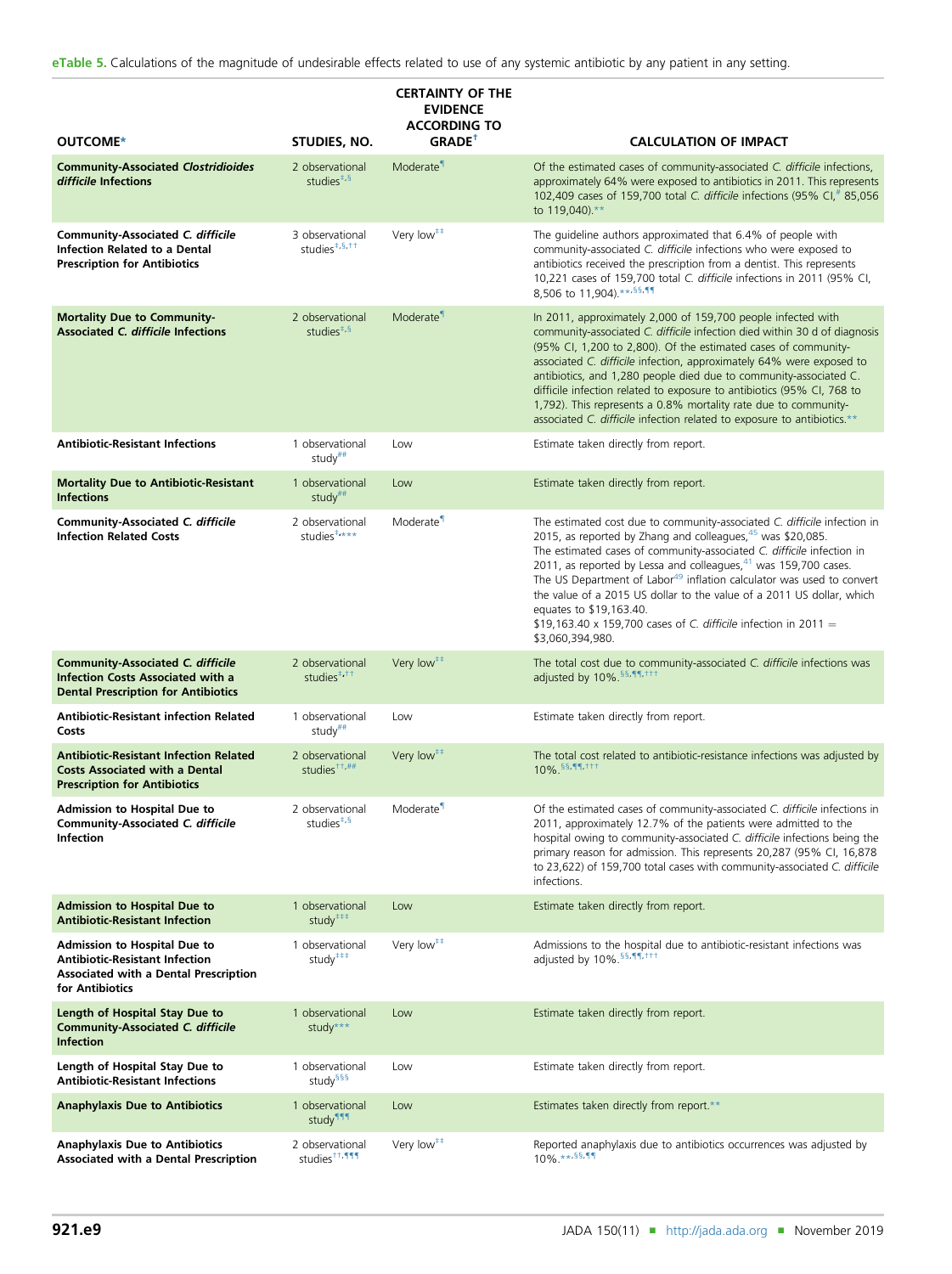eTable 5. Calculations of the magnitude of undesirable effects related to use of any systemic antibiotic by any patient in any setting.

| OUTCOME* | STUDIES, NO. | CERTAINTY OF THE EVIDENCE ACCORDING TO GRADE[†] | CALCULATION OF IMPACT |
|---|---|---|---|
| **Community-Associated *Clostridioides difficile* Infections** | 2 observational studies[‡,§] | Moderate[¶] | Of the estimated cases of community-associated *C. difficile* infections, approximately 64% were exposed to antibiotics in 2011. This represents 102,409 cases of 159,700 total *C. difficile* infections (95% CI,[#] 85,056 to 119,040).[**] |
| **Community-Associated *C. difficile* Infection Related to a Dental Prescription for Antibiotics** | 3 observational studies[‡,§,††] | Very low[‡‡] | The guideline authors approximated that 6.4% of people with community-associated *C. difficile* infections who were exposed to antibiotics received the prescription from a dentist. This represents 10,221 cases of 159,700 total *C. difficile* infections in 2011 (95% CI, 8,506 to 11,904).[**,§§,¶¶] |
| **Mortality Due to Community-Associated *C. difficile* Infections** | 2 observational studies[‡,§] | Moderate[¶] | In 2011, approximately 2,000 of 159,700 people infected with community-associated *C. difficile* infection died within 30 d of diagnosis (95% CI, 1,200 to 2,800). Of the estimated cases of community-associated *C. difficile* infection, approximately 64% were exposed to antibiotics, and 1,280 people died due to community-associated C. difficile infection related to exposure to antibiotics (95% CI, 768 to 1,792). This represents a 0.8% mortality rate due to community-associated *C. difficile* infection related to exposure to antibiotics.[**] |
| **Antibiotic-Resistant Infections** | 1 observational study[##] | Low | Estimate taken directly from report. |
| **Mortality Due to Antibiotic-Resistant Infections** | 1 observational study[##] | Low | Estimate taken directly from report. |
| **Community-Associated *C. difficile* Infection Related Costs** | 2 observational studies[‡,***] | Moderate[¶] | The estimated cost due to community-associated *C. difficile* infection in 2015, as reported by Zhang and colleagues,[45] was $20,085. The estimated cases of community-associated *C. difficile* infection in 2011, as reported by Lessa and colleagues,[41] was 159,700 cases. The US Department of Labor[49] inflation calculator was used to convert the value of a 2015 US dollar to the value of a 2011 US dollar, which equates to $19,163.40. $19,163.40 x 159,700 cases of *C. difficile* infection in 2011 = $3,060,394,980. |
| **Community-Associated *C. difficile* Infection Costs Associated with a Dental Prescription for Antibiotics** | 2 observational studies[‡,††] | Very low[‡‡] | The total cost due to community-associated *C. difficile* infections was adjusted by 10%.[§§,¶¶,†††] |
| **Antibiotic-Resistant infection Related Costs** | 1 observational study[##] | Low | Estimate taken directly from report. |
| **Antibiotic-Resistant Infection Related Costs Associated with a Dental Prescription for Antibiotics** | 2 observational studies[††,##] | Very low[‡‡] | The total cost related to antibiotic-resistance infections was adjusted by 10%.[§§,¶¶,†††] |
| **Admission to Hospital Due to Community-Associated *C. difficile* Infection** | 2 observational studies[‡,§] | Moderate[¶] | Of the estimated cases of community-associated *C. difficile* infections in 2011, approximately 12.7% of the patients were admitted to the hospital owing to community-associated *C. difficile* infections being the primary reason for admission. This represents 20,287 (95% CI, 16,878 to 23,622) of 159,700 total cases with community-associated *C. difficile* infections. |
| **Admission to Hospital Due to Antibiotic-Resistant Infection** | 1 observational study[‡‡‡] | Low | Estimate taken directly from report. |
| **Admission to Hospital Due to Antibiotic-Resistant Infection Associated with a Dental Prescription for Antibiotics** | 1 observational study[‡‡‡] | Very low[‡‡] | Admissions to the hospital due to antibiotic-resistant infections was adjusted by 10%.[§§,¶¶,†††] |
| **Length of Hospital Stay Due to Community-Associated *C. difficile* Infection** | 1 observational study[***] | Low | Estimate taken directly from report. |
| **Length of Hospital Stay Due to Antibiotic-Resistant Infections** | 1 observational study[§§§] | Low | Estimate taken directly from report. |
| **Anaphylaxis Due to Antibiotics** | 1 observational study[¶¶¶] | Low | Estimates taken directly from report.[**] |
| **Anaphylaxis Due to Antibiotics Associated with a Dental Prescription** | 2 observational studies[††,¶¶¶] | Very low[‡‡] | Reported anaphylaxis due to antibiotics occurrences was adjusted by 10%.[**,§§,¶¶] |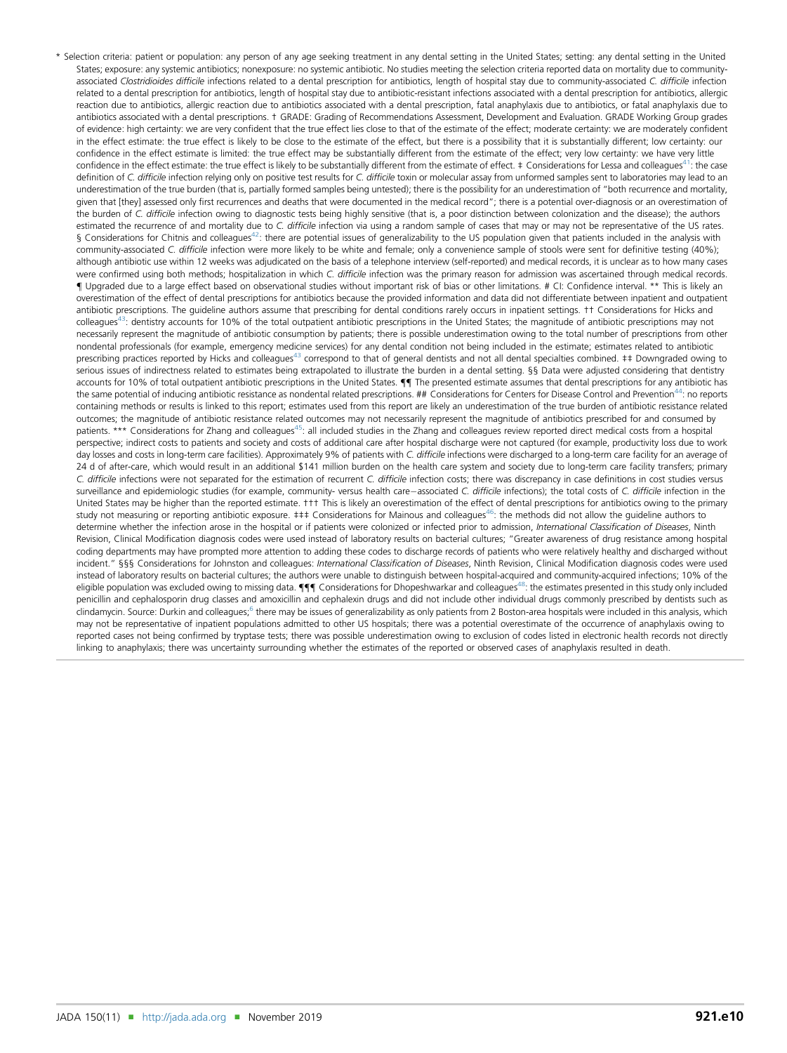* Selection criteria: patient or population: any person of any age seeking treatment in any dental setting in the United States; setting: any dental setting in the United States; exposure: any systemic antibiotics; nonexposure: no systemic antibiotic. No studies meeting the selection criteria reported data on mortality due to community-associated *Clostridioides difficile* infections related to a dental prescription for antibiotics, length of hospital stay due to community-associated *C. difficile* infection related to a dental prescription for antibiotics, length of hospital stay due to antibiotic-resistant infections associated with a dental prescription for antibiotics, allergic reaction due to antibiotics, allergic reaction due to antibiotics associated with a dental prescription, fatal anaphylaxis due to antibiotics, or fatal anaphylaxis due to antibiotics associated with a dental prescriptions. † GRADE: Grading of Recommendations Assessment, Development and Evaluation. GRADE Working Group grades of evidence: high certainty: we are very confident that the true effect lies close to that of the estimate of the effect; moderate certainty: we are moderately confident in the effect estimate: the true effect is likely to be close to the estimate of the effect, but there is a possibility that it is substantially different; low certainty: our confidence in the effect estimate is limited: the true effect may be substantially different from the estimate of the effect; very low certainty: we have very little confidence in the effect estimate: the true effect is likely to be substantially different from the estimate of effect. ‡ Considerations for Lessa and colleagues[41]: the case definition of *C. difficile* infection relying only on positive test results for *C. difficile* toxin or molecular assay from unformed samples sent to laboratories may lead to an underestimation of the true burden (that is, partially formed samples being untested); there is the possibility for an underestimation of "both recurrence and mortality, given that [they] assessed only first recurrences and deaths that were documented in the medical record"; there is a potential over-diagnosis or an overestimation of the burden of *C. difficile* infection owing to diagnostic tests being highly sensitive (that is, a poor distinction between colonization and the disease); the authors estimated the recurrence of and mortality due to *C. difficile* infection via using a random sample of cases that may or may not be representative of the US rates. § Considerations for Chitnis and colleagues[42]: there are potential issues of generalizability to the US population given that patients included in the analysis with community-associated *C. difficile* infection were more likely to be white and female; only a convenience sample of stools were sent for definitive testing (40%); although antibiotic use within 12 weeks was adjudicated on the basis of a telephone interview (self-reported) and medical records, it is unclear as to how many cases were confirmed using both methods; hospitalization in which *C. difficile* infection was the primary reason for admission was ascertained through medical records. ¶ Upgraded due to a large effect based on observational studies without important risk of bias or other limitations. # CI: Confidence interval. ** This is likely an overestimation of the effect of dental prescriptions for antibiotics because the provided information and data did not differentiate between inpatient and outpatient antibiotic prescriptions. The guideline authors assume that prescribing for dental conditions rarely occurs in inpatient settings. †† Considerations for Hicks and colleagues[43]: dentistry accounts for 10% of the total outpatient antibiotic prescriptions in the United States; the magnitude of antibiotic prescriptions may not necessarily represent the magnitude of antibiotic consumption by patients; there is possible underestimation owing to the total number of prescriptions from other nondental professionals (for example, emergency medicine services) for any dental condition not being included in the estimate; estimates related to antibiotic prescribing practices reported by Hicks and colleagues[43] correspond to that of general dentists and not all dental specialties combined. ‡‡ Downgraded owing to serious issues of indirectness related to estimates being extrapolated to illustrate the burden in a dental setting. §§ Data were adjusted considering that dentistry accounts for 10% of total outpatient antibiotic prescriptions in the United States. ¶¶ The presented estimate assumes that dental prescriptions for any antibiotic has the same potential of inducing antibiotic resistance as nondental related prescriptions. ## Considerations for Centers for Disease Control and Prevention[44]: no reports containing methods or results is linked to this report; estimates used from this report are likely an underestimation of the true burden of antibiotic resistance related outcomes; the magnitude of antibiotic resistance related outcomes may not necessarily represent the magnitude of antibiotics prescribed for and consumed by patients. *** Considerations for Zhang and colleagues[45]: all included studies in the Zhang and colleagues review reported direct medical costs from a hospital perspective; indirect costs to patients and society and costs of additional care after hospital discharge were not captured (for example, productivity loss due to work day losses and costs in long-term care facilities). Approximately 9% of patients with *C. difficile* infections were discharged to a long-term care facility for an average of 24 d of after-care, which would result in an additional $141 million burden on the health care system and society due to long-term care facility transfers; primary *C. difficile* infections were not separated for the estimation of recurrent *C. difficile* infection costs; there was discrepancy in case definitions in cost studies versus surveillance and epidemiologic studies (for example, community- versus health care−associated *C. difficile* infections); the total costs of *C. difficile* infection in the United States may be higher than the reported estimate. ††† This is likely an overestimation of the effect of dental prescriptions for antibiotics owing to the primary study not measuring or reporting antibiotic exposure. ‡‡‡ Considerations for Mainous and colleagues[46]: the methods did not allow the guideline authors to determine whether the infection arose in the hospital or if patients were colonized or infected prior to admission, *International Classification of Diseases*, Ninth Revision, Clinical Modification diagnosis codes were used instead of laboratory results on bacterial cultures; "Greater awareness of drug resistance among hospital coding departments may have prompted more attention to adding these codes to discharge records of patients who were relatively healthy and discharged without incident." §§§ Considerations for Johnston and colleagues: *International Classification of Diseases*, Ninth Revision, Clinical Modification diagnosis codes were used instead of laboratory results on bacterial cultures; the authors were unable to distinguish between hospital-acquired and community-acquired infections; 10% of the eligible population was excluded owing to missing data. ¶¶¶ Considerations for Dhopeshwarkar and colleagues[48]: the estimates presented in this study only included penicillin and cephalosporin drug classes and amoxicillin and cephalexin drugs and did not include other individual drugs commonly prescribed by dentists such as clindamycin. Source: Durkin and colleagues;[6] there may be issues of generalizability as only patients from 2 Boston-area hospitals were included in this analysis, which may not be representative of inpatient populations admitted to other US hospitals; there was a potential overestimate of the occurrence of anaphylaxis owing to reported cases not being confirmed by tryptase tests; there was possible underestimation owing to exclusion of codes listed in electronic health records not directly linking to anaphylaxis; there was uncertainty surrounding whether the estimates of the reported or observed cases of anaphylaxis resulted in death.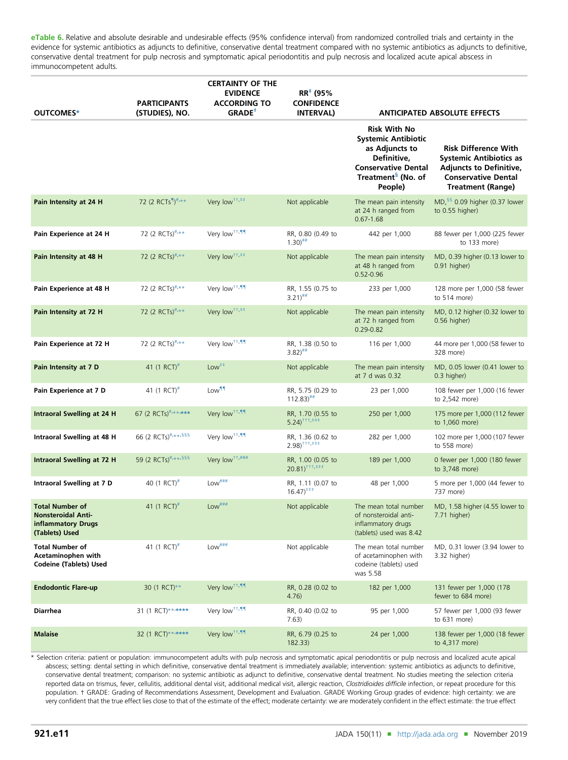**eTable 6.** Relative and absolute desirable and undesirable effects (95% confidence interval) from randomized controlled trials and certainty in the evidence for systemic antibiotics as adjuncts to definitive, conservative dental treatment compared with no systemic antibiotics as adjuncts to definitive, conservative dental treatment for pulp necrosis and symptomatic apical periodontitis and pulp necrosis and localized acute apical abscess in immunocompetent adults.

| OUTCOMES* | PARTICIPANTS (STUDIES), NO. | CERTAINTY OF THE EVIDENCE ACCORDING TO GRADE† | RR‡ (95% CONFIDENCE INTERVAL) | ANTICIPATED ABSOLUTE EFFECTS | |
|---|---|---|---|---|---|
| | | | | Risk With No Systemic Antibiotic as Adjuncts to Definitive, Conservative Dental Treatment§ (No. of People) | Risk Difference With Systemic Antibiotics as Adjuncts to Definitive, Conservative Dental Treatment (Range) |
| **Pain Intensity at 24 H** | 72 (2 RCTs¶)#,** | Very low††,‡‡ | Not applicable | The mean pain intensity at 24 h ranged from 0.67-1.68 | MD,§§ 0.09 higher (0.37 lower to 0.55 higher) |
| **Pain Experience at 24 H** | 72 (2 RCTs)#,** | Very low††,¶¶ | RR, 0.80 (0.49 to 1.30)## | 442 per 1,000 | 88 fewer per 1,000 (225 fewer to 133 more) |
| **Pain Intensity at 48 H** | 72 (2 RCTs)#,** | Very low††,‡‡ | Not applicable | The mean pain intensity at 48 h ranged from 0.52-0.96 | MD, 0.39 higher (0.13 lower to 0.91 higher) |
| **Pain Experience at 48 H** | 72 (2 RCTs)#,** | Very low††,¶¶ | RR, 1.55 (0.75 to 3.21)## | 233 per 1,000 | 128 more per 1,000 (58 fewer to 514 more) |
| **Pain Intensity at 72 H** | 72 (2 RCTs)#,** | Very low††,‡‡ | Not applicable | The mean pain intensity at 72 h ranged from 0.29-0.82 | MD, 0.12 higher (0.32 lower to 0.56 higher) |
| **Pain Experience at 72 H** | 72 (2 RCTs)#,** | Very low††,¶¶ | RR, 1.38 (0.50 to 3.82)## | 116 per 1,000 | 44 more per 1,000 (58 fewer to 328 more) |
| **Pain Intensity at 7 D** | 41 (1 RCT)# | Low‡‡ | Not applicable | The mean pain intensity at 7 d was 0.32 | MD, 0.05 lower (0.41 lower to 0.3 higher) |
| **Pain Experience at 7 D** | 41 (1 RCT)# | Low¶¶ | RR, 5.75 (0.29 to 112.83)## | 23 per 1,000 | 108 fewer per 1,000 (16 fewer to 2,542 more) |
| **Intraoral Swelling at 24 H** | 67 (2 RCTs)#,**,*** | Very low††,¶¶ | RR, 1.70 (0.55 to 5.24)†††,‡‡‡ | 250 per 1,000 | 175 more per 1,000 (112 fewer to 1,060 more) |
| **Intraoral Swelling at 48 H** | 66 (2 RCTs)#,**,§§§ | Very low††,¶¶ | RR, 1.36 (0.62 to 2.98)†††,‡‡‡ | 282 per 1,000 | 102 more per 1,000 (107 fewer to 558 more) |
| **Intraoral Swelling at 72 H** | 59 (2 RCTs)#,**,§§§ | Very low††,### | RR, 1.00 (0.05 to 20.81)†††,‡‡‡ | 189 per 1,000 | 0 fewer per 1,000 (180 fewer to 3,748 more) |
| **Intraoral Swelling at 7 D** | 40 (1 RCT)# | Low### | RR, 1.11 (0.07 to 16.47)‡‡‡ | 48 per 1,000 | 5 more per 1,000 (44 fewer to 737 more) |
| **Total Number of Nonsteroidal Anti-inflammatory Drugs (Tablets) Used** | 41 (1 RCT)# | Low### | Not applicable | The mean total number of nonsteroidal anti-inflammatory drugs (tablets) used was 8.42 | MD, 1.58 higher (4.55 lower to 7.71 higher) |
| **Total Number of Acetaminophen with Codeine (Tablets) Used** | 41 (1 RCT)# | Low### | Not applicable | The mean total number of acetaminophen with codeine (tablets) used was 5.58 | MD, 0.31 lower (3.94 lower to 3.32 higher) |
| **Endodontic Flare-up** | 30 (1 RCT)** | Very low††,¶¶ | RR, 0.28 (0.02 to 4.76) | 182 per 1,000 | 131 fewer per 1,000 (178 fewer to 684 more) |
| **Diarrhea** | 31 (1 RCT)**,**** | Very low††,¶¶ | RR, 0.40 (0.02 to 7.63) | 95 per 1,000 | 57 fewer per 1,000 (93 fewer to 631 more) |
| **Malaise** | 32 (1 RCT)**,**** | Very low††,¶¶ | RR, 6.79 (0.25 to 182.33) | 24 per 1,000 | 138 fewer per 1,000 (18 fewer to 4,317 more) |

\* Selection criteria: patient or population: immunocompetent adults with pulp necrosis and symptomatic apical periodontitis or pulp necrosis and localized acute apical abscess; setting: dental setting in which definitive, conservative dental treatment is immediately available; intervention: systemic antibiotics as adjuncts to definitive, conservative dental treatment; comparison: no systemic antibiotic as adjunct to definitive, conservative dental treatment. No studies meeting the selection criteria reported data on trismus, fever, cellulitis, additional dental visit, additional medical visit, allergic reaction, *Clostridioides difficile* infection, or repeat procedure for this population. † GRADE: Grading of Recommendations Assessment, Development and Evaluation. GRADE Working Group grades of evidence: high certainty: we are very confident that the true effect lies close to that of the estimate of the effect; moderate certainty: we are moderately confident in the effect estimate: the true effect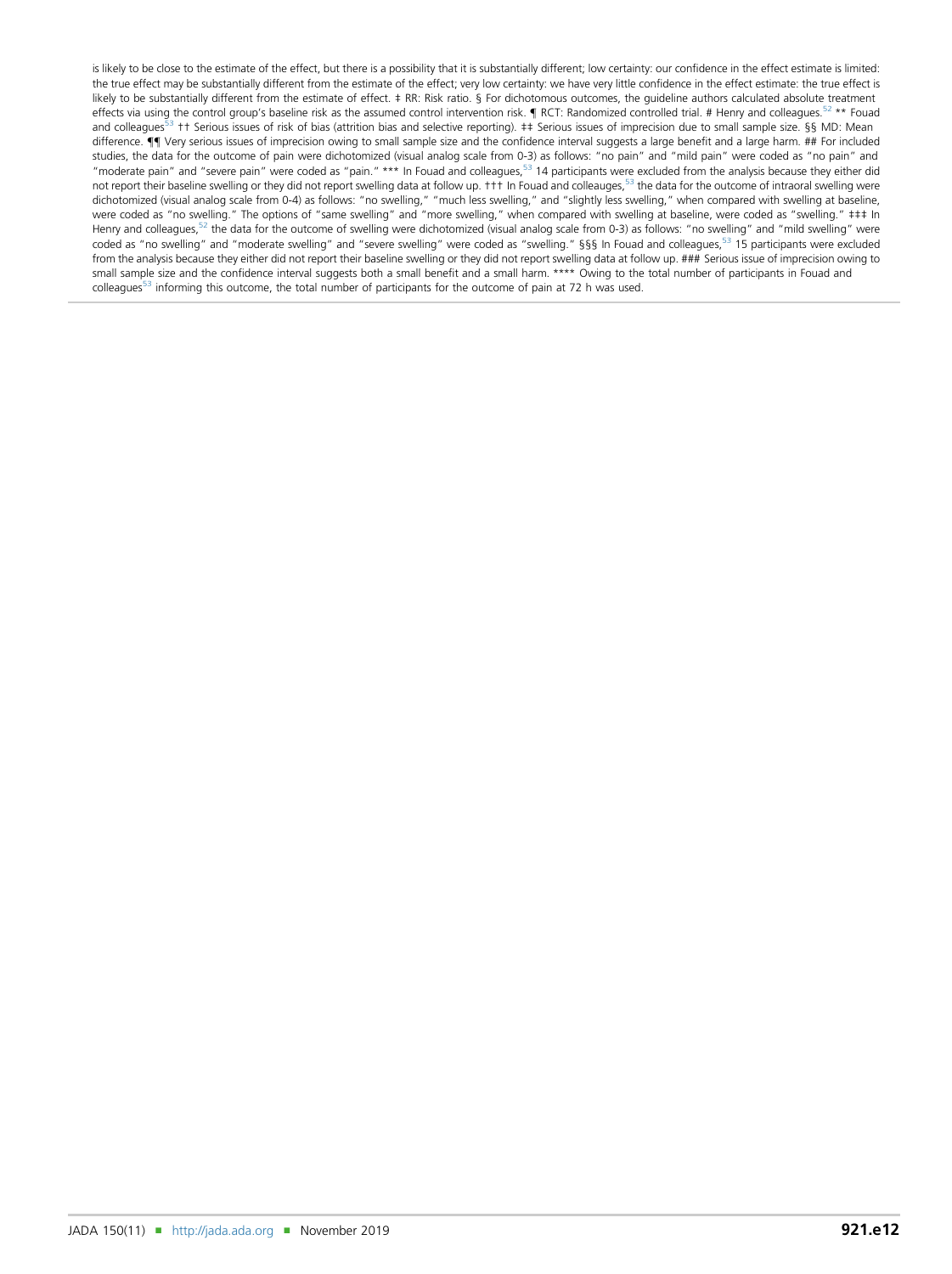is likely to be close to the estimate of the effect, but there is a possibility that it is substantially different; low certainty: our confidence in the effect estimate is limited: the true effect may be substantially different from the estimate of the effect; very low certainty: we have very little confidence in the effect estimate: the true effect is likely to be substantially different from the estimate of effect. ‡ RR: Risk ratio. § For dichotomous outcomes, the guideline authors calculated absolute treatment effects via using the control group's baseline risk as the assumed control intervention risk. ¶ RCT: Randomized controlled trial. # Henry and colleagues.[52] ** Fouad and colleagues[53] †† Serious issues of risk of bias (attrition bias and selective reporting). ‡‡ Serious issues of imprecision due to small sample size. §§ MD: Mean difference. ¶¶ Very serious issues of imprecision owing to small sample size and the confidence interval suggests a large benefit and a large harm. ## For included studies, the data for the outcome of pain were dichotomized (visual analog scale from 0-3) as follows: "no pain" and "mild pain" were coded as "no pain" and "moderate pain" and "severe pain" were coded as "pain." *** In Fouad and colleagues,[53] 14 participants were excluded from the analysis because they either did not report their baseline swelling or they did not report swelling data at follow up. ††† In Fouad and colleagues,[53] the data for the outcome of intraoral swelling were dichotomized (visual analog scale from 0-4) as follows: "no swelling," "much less swelling," and "slightly less swelling," when compared with swelling at baseline, were coded as "no swelling." The options of "same swelling" and "more swelling," when compared with swelling at baseline, were coded as "swelling." ‡‡‡ In Henry and colleagues,[52] the data for the outcome of swelling were dichotomized (visual analog scale from 0-3) as follows: "no swelling" and "mild swelling" were coded as "no swelling" and "moderate swelling" and "severe swelling" were coded as "swelling." §§§ In Fouad and colleagues,[53] 15 participants were excluded from the analysis because they either did not report their baseline swelling or they did not report swelling data at follow up. ### Serious issue of imprecision owing to small sample size and the confidence interval suggests both a small benefit and a small harm. **** Owing to the total number of participants in Fouad and colleagues[53] informing this outcome, the total number of participants for the outcome of pain at 72 h was used.